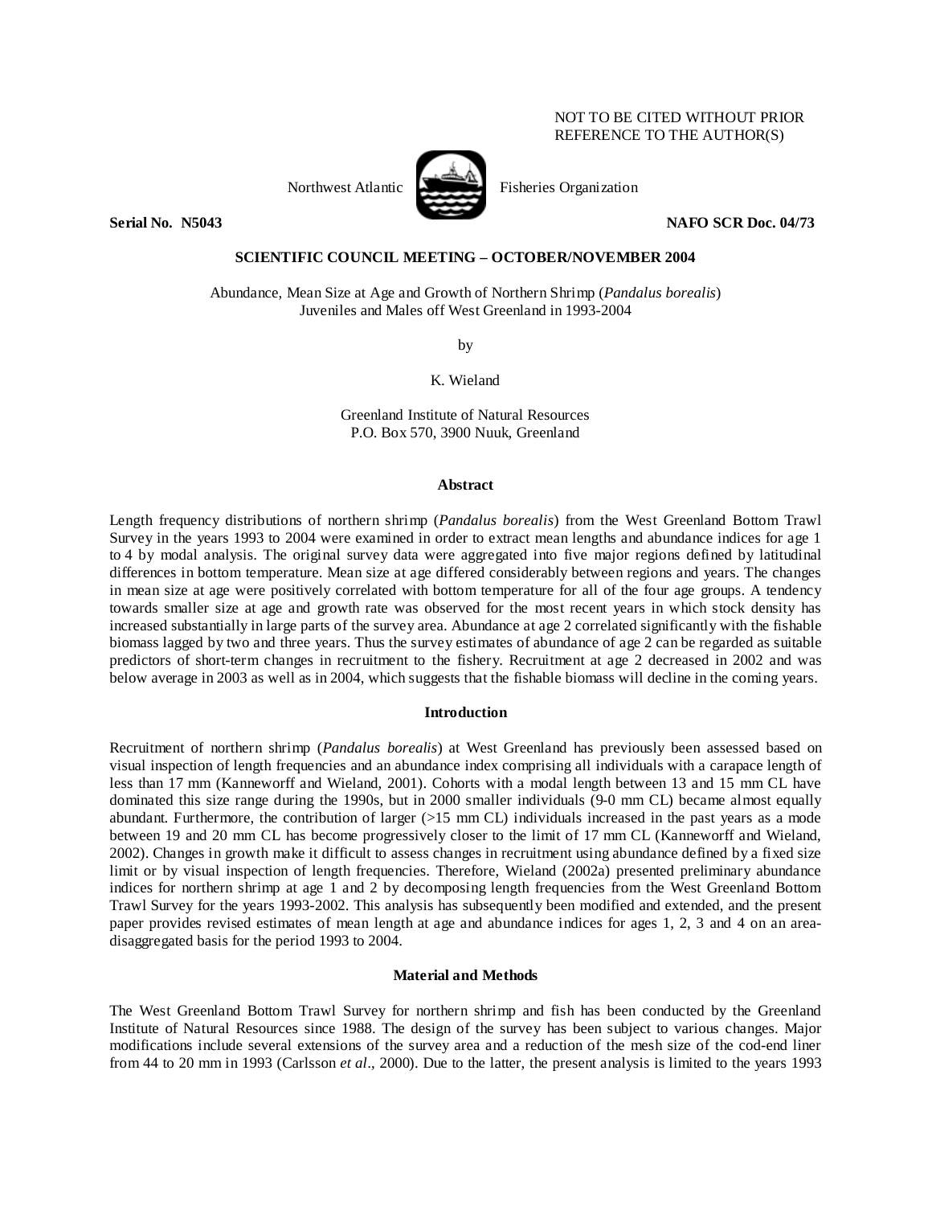NOT TO BE CITED WITHOUT PRIOR REFERENCE TO THE AUTHOR(S)

Northwest Atlantic Fisheries Organization

**Serial No. N5043** **NAFO SCR Doc. 04/73**

**SCIENTIFIC COUNCIL MEETING – OCTOBER/NOVEMBER 2004**

Abundance, Mean Size at Age and Growth of Northern Shrimp (*Pandalus borealis*) Juveniles and Males off West Greenland in 1993-2004

by

K. Wieland

Greenland Institute of Natural Resources
P.O. Box 570, 3900 Nuuk, Greenland

## Abstract

Length frequency distributions of northern shrimp (*Pandalus borealis*) from the West Greenland Bottom Trawl Survey in the years 1993 to 2004 were examined in order to extract mean lengths and abundance indices for age 1 to 4 by modal analysis. The original survey data were aggregated into five major regions defined by latitudinal differences in bottom temperature. Mean size at age differed considerably between regions and years. The changes in mean size at age were positively correlated with bottom temperature for all of the four age groups. A tendency towards smaller size at age and growth rate was observed for the most recent years in which stock density has increased substantially in large parts of the survey area. Abundance at age 2 correlated significantly with the fishable biomass lagged by two and three years. Thus the survey estimates of abundance of age 2 can be regarded as suitable predictors of short-term changes in recruitment to the fishery. Recruitment at age 2 decreased in 2002 and was below average in 2003 as well as in 2004, which suggests that the fishable biomass will decline in the coming years.

## Introduction

Recruitment of northern shrimp (*Pandalus borealis*) at West Greenland has previously been assessed based on visual inspection of length frequencies and an abundance index comprising all individuals with a carapace length of less than 17 mm (Kanneworff and Wieland, 2001). Cohorts with a modal length between 13 and 15 mm CL have dominated this size range during the 1990s, but in 2000 smaller individuals (9-0 mm CL) became almost equally abundant. Furthermore, the contribution of larger (>15 mm CL) individuals increased in the past years as a mode between 19 and 20 mm CL has become progressively closer to the limit of 17 mm CL (Kanneworff and Wieland, 2002). Changes in growth make it difficult to assess changes in recruitment using abundance defined by a fixed size limit or by visual inspection of length frequencies. Therefore, Wieland (2002a) presented preliminary abundance indices for northern shrimp at age 1 and 2 by decomposing length frequencies from the West Greenland Bottom Trawl Survey for the years 1993-2002. This analysis has subsequently been modified and extended, and the present paper provides revised estimates of mean length at age and abundance indices for ages 1, 2, 3 and 4 on an area-disaggregated basis for the period 1993 to 2004.

## Material and Methods

The West Greenland Bottom Trawl Survey for northern shrimp and fish has been conducted by the Greenland Institute of Natural Resources since 1988. The design of the survey has been subject to various changes. Major modifications include several extensions of the survey area and a reduction of the mesh size of the cod-end liner from 44 to 20 mm in 1993 (Carlsson *et al*., 2000). Due to the latter, the present analysis is limited to the years 1993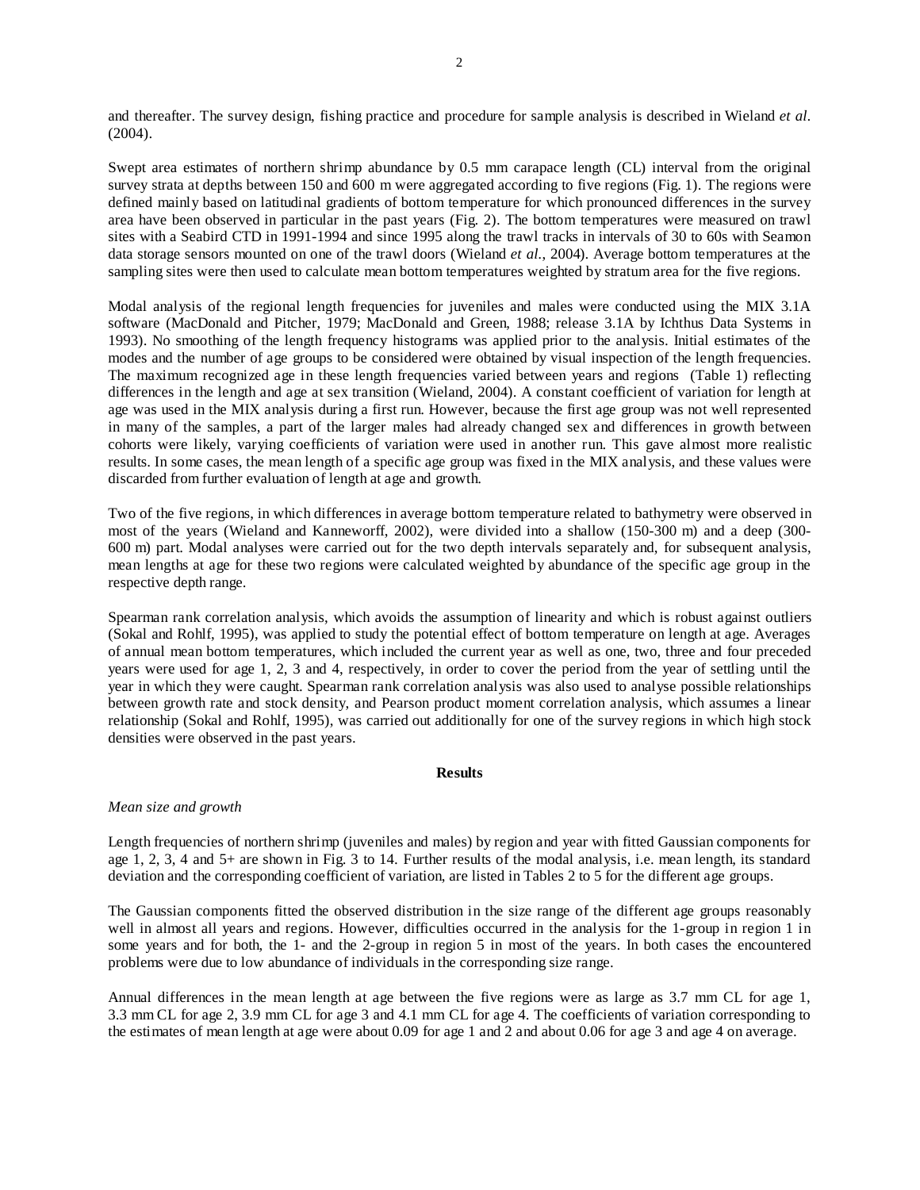and thereafter. The survey design, fishing practice and procedure for sample analysis is described in Wieland *et al.* (2004).

Swept area estimates of northern shrimp abundance by 0.5 mm carapace length (CL) interval from the original survey strata at depths between 150 and 600 m were aggregated according to five regions (Fig. 1). The regions were defined mainly based on latitudinal gradients of bottom temperature for which pronounced differences in the survey area have been observed in particular in the past years (Fig. 2). The bottom temperatures were measured on trawl sites with a Seabird CTD in 1991-1994 and since 1995 along the trawl tracks in intervals of 30 to 60s with Seamon data storage sensors mounted on one of the trawl doors (Wieland *et al.*, 2004). Average bottom temperatures at the sampling sites were then used to calculate mean bottom temperatures weighted by stratum area for the five regions.

Modal analysis of the regional length frequencies for juveniles and males were conducted using the MIX 3.1A software (MacDonald and Pitcher, 1979; MacDonald and Green, 1988; release 3.1A by Ichthus Data Systems in 1993). No smoothing of the length frequency histograms was applied prior to the analysis. Initial estimates of the modes and the number of age groups to be considered were obtained by visual inspection of the length frequencies. The maximum recognized age in these length frequencies varied between years and regions (Table 1) reflecting differences in the length and age at sex transition (Wieland, 2004). A constant coefficient of variation for length at age was used in the MIX analysis during a first run. However, because the first age group was not well represented in many of the samples, a part of the larger males had already changed sex and differences in growth between cohorts were likely, varying coefficients of variation were used in another run. This gave almost more realistic results. In some cases, the mean length of a specific age group was fixed in the MIX analysis, and these values were discarded from further evaluation of length at age and growth.

Two of the five regions, in which differences in average bottom temperature related to bathymetry were observed in most of the years (Wieland and Kanneworff, 2002), were divided into a shallow (150-300 m) and a deep (300-600 m) part. Modal analyses were carried out for the two depth intervals separately and, for subsequent analysis, mean lengths at age for these two regions were calculated weighted by abundance of the specific age group in the respective depth range.

Spearman rank correlation analysis, which avoids the assumption of linearity and which is robust against outliers (Sokal and Rohlf, 1995), was applied to study the potential effect of bottom temperature on length at age. Averages of annual mean bottom temperatures, which included the current year as well as one, two, three and four preceded years were used for age 1, 2, 3 and 4, respectively, in order to cover the period from the year of settling until the year in which they were caught. Spearman rank correlation analysis was also used to analyse possible relationships between growth rate and stock density, and Pearson product moment correlation analysis, which assumes a linear relationship (Sokal and Rohlf, 1995), was carried out additionally for one of the survey regions in which high stock densities were observed in the past years.

## Results

### *Mean size and growth*

Length frequencies of northern shrimp (juveniles and males) by region and year with fitted Gaussian components for age 1, 2, 3, 4 and 5+ are shown in Fig. 3 to 14. Further results of the modal analysis, i.e. mean length, its standard deviation and the corresponding coefficient of variation, are listed in Tables 2 to 5 for the different age groups.

The Gaussian components fitted the observed distribution in the size range of the different age groups reasonably well in almost all years and regions. However, difficulties occurred in the analysis for the 1-group in region 1 in some years and for both, the 1- and the 2-group in region 5 in most of the years. In both cases the encountered problems were due to low abundance of individuals in the corresponding size range.

Annual differences in the mean length at age between the five regions were as large as 3.7 mm CL for age 1, 3.3 mm CL for age 2, 3.9 mm CL for age 3 and 4.1 mm CL for age 4. The coefficients of variation corresponding to the estimates of mean length at age were about 0.09 for age 1 and 2 and about 0.06 for age 3 and age 4 on average.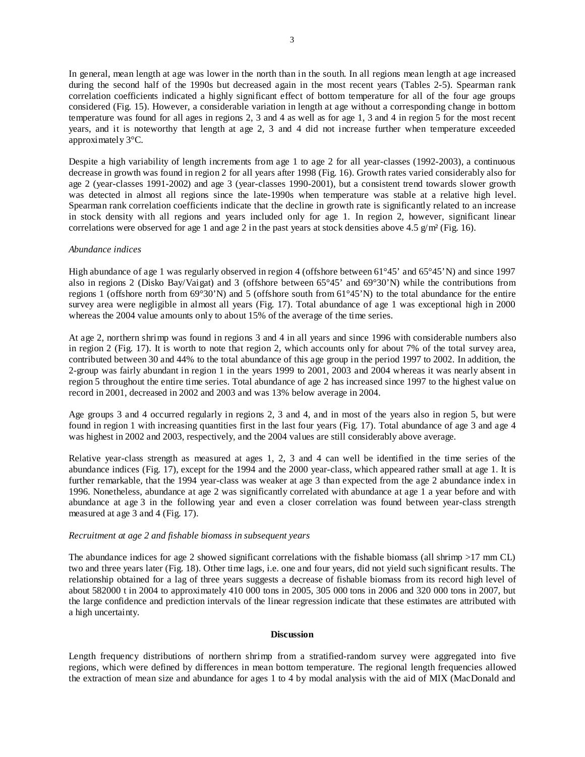In general, mean length at age was lower in the north than in the south. In all regions mean length at age increased during the second half of the 1990s but decreased again in the most recent years (Tables 2-5). Spearman rank correlation coefficients indicated a highly significant effect of bottom temperature for all of the four age groups considered (Fig. 15). However, a considerable variation in length at age without a corresponding change in bottom temperature was found for all ages in regions 2, 3 and 4 as well as for age 1, 3 and 4 in region 5 for the most recent years, and it is noteworthy that length at age 2, 3 and 4 did not increase further when temperature exceeded approximately 3°C.

Despite a high variability of length increments from age 1 to age 2 for all year-classes (1992-2003), a continuous decrease in growth was found in region 2 for all years after 1998 (Fig. 16). Growth rates varied considerably also for age 2 (year-classes 1991-2002) and age 3 (year-classes 1990-2001), but a consistent trend towards slower growth was detected in almost all regions since the late-1990s when temperature was stable at a relative high level. Spearman rank correlation coefficients indicate that the decline in growth rate is significantly related to an increase in stock density with all regions and years included only for age 1. In region 2, however, significant linear correlations were observed for age 1 and age 2 in the past years at stock densities above 4.5 g/m² (Fig. 16).

*Abundance indices*

High abundance of age 1 was regularly observed in region 4 (offshore between 61°45' and 65°45'N) and since 1997 also in regions 2 (Disko Bay/Vaigat) and 3 (offshore between 65°45' and 69°30'N) while the contributions from regions 1 (offshore north from 69°30'N) and 5 (offshore south from 61°45'N) to the total abundance for the entire survey area were negligible in almost all years (Fig. 17). Total abundance of age 1 was exceptional high in 2000 whereas the 2004 value amounts only to about 15% of the average of the time series.

At age 2, northern shrimp was found in regions 3 and 4 in all years and since 1996 with considerable numbers also in region 2 (Fig. 17). It is worth to note that region 2, which accounts only for about 7% of the total survey area, contributed between 30 and 44% to the total abundance of this age group in the period 1997 to 2002. In addition, the 2-group was fairly abundant in region 1 in the years 1999 to 2001, 2003 and 2004 whereas it was nearly absent in region 5 throughout the entire time series. Total abundance of age 2 has increased since 1997 to the highest value on record in 2001, decreased in 2002 and 2003 and was 13% below average in 2004.

Age groups 3 and 4 occurred regularly in regions 2, 3 and 4, and in most of the years also in region 5, but were found in region 1 with increasing quantities first in the last four years (Fig. 17). Total abundance of age 3 and age 4 was highest in 2002 and 2003, respectively, and the 2004 values are still considerably above average.

Relative year-class strength as measured at ages 1, 2, 3 and 4 can well be identified in the time series of the abundance indices (Fig. 17), except for the 1994 and the 2000 year-class, which appeared rather small at age 1. It is further remarkable, that the 1994 year-class was weaker at age 3 than expected from the age 2 abundance index in 1996. Nonetheless, abundance at age 2 was significantly correlated with abundance at age 1 a year before and with abundance at age 3 in the following year and even a closer correlation was found between year-class strength measured at age 3 and 4 (Fig. 17).

*Recruitment at age 2 and fishable biomass in subsequent years*

The abundance indices for age 2 showed significant correlations with the fishable biomass (all shrimp >17 mm CL) two and three years later (Fig. 18). Other time lags, i.e. one and four years, did not yield such significant results. The relationship obtained for a lag of three years suggests a decrease of fishable biomass from its record high level of about 582000 t in 2004 to approximately 410 000 tons in 2005, 305 000 tons in 2006 and 320 000 tons in 2007, but the large confidence and prediction intervals of the linear regression indicate that these estimates are attributed with a high uncertainty.

## Discussion

Length frequency distributions of northern shrimp from a stratified-random survey were aggregated into five regions, which were defined by differences in mean bottom temperature. The regional length frequencies allowed the extraction of mean size and abundance for ages 1 to 4 by modal analysis with the aid of MIX (MacDonald and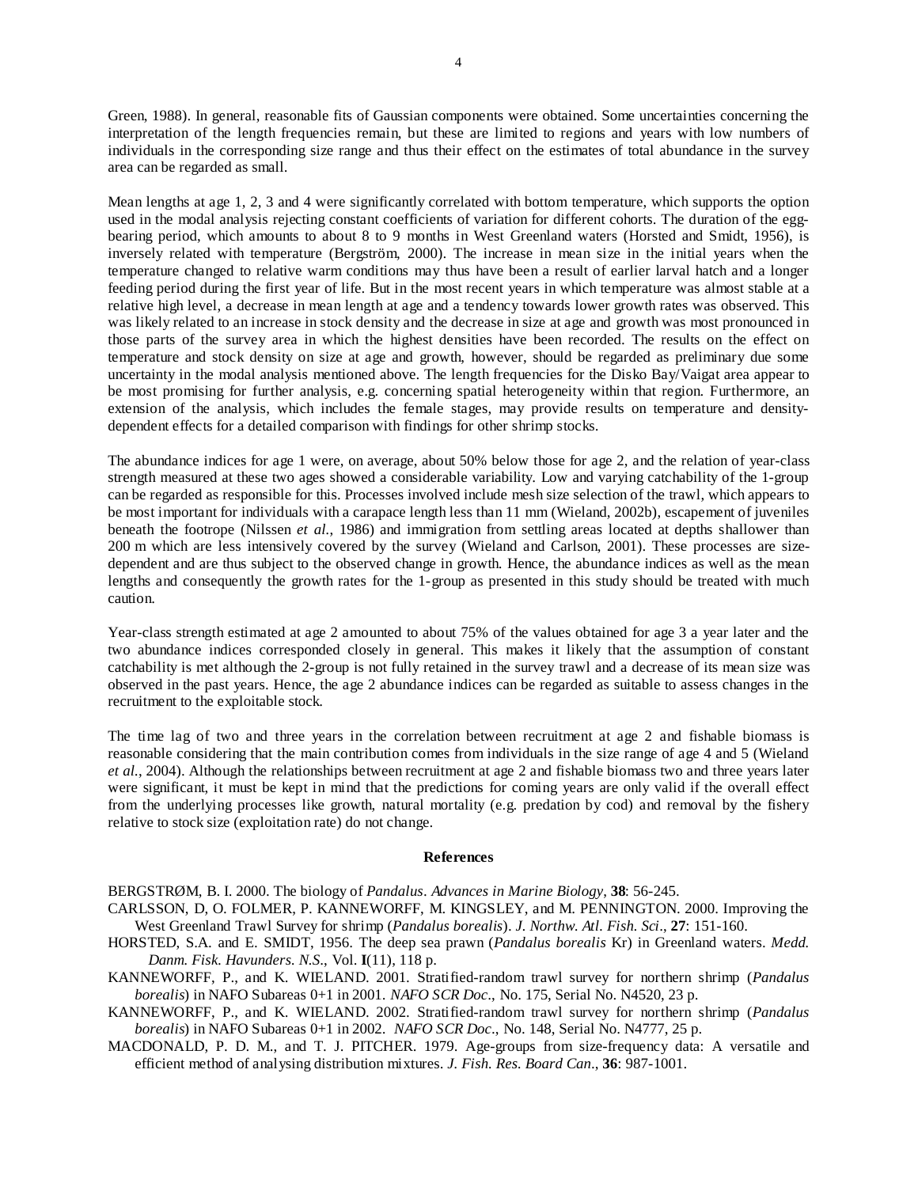Green, 1988). In general, reasonable fits of Gaussian components were obtained. Some uncertainties concerning the interpretation of the length frequencies remain, but these are limited to regions and years with low numbers of individuals in the corresponding size range and thus their effect on the estimates of total abundance in the survey area can be regarded as small.

Mean lengths at age 1, 2, 3 and 4 were significantly correlated with bottom temperature, which supports the option used in the modal analysis rejecting constant coefficients of variation for different cohorts. The duration of the egg-bearing period, which amounts to about 8 to 9 months in West Greenland waters (Horsted and Smidt, 1956), is inversely related with temperature (Bergström, 2000). The increase in mean size in the initial years when the temperature changed to relative warm conditions may thus have been a result of earlier larval hatch and a longer feeding period during the first year of life. But in the most recent years in which temperature was almost stable at a relative high level, a decrease in mean length at age and a tendency towards lower growth rates was observed. This was likely related to an increase in stock density and the decrease in size at age and growth was most pronounced in those parts of the survey area in which the highest densities have been recorded. The results on the effect on temperature and stock density on size at age and growth, however, should be regarded as preliminary due some uncertainty in the modal analysis mentioned above. The length frequencies for the Disko Bay/Vaigat area appear to be most promising for further analysis, e.g. concerning spatial heterogeneity within that region. Furthermore, an extension of the analysis, which includes the female stages, may provide results on temperature and density-dependent effects for a detailed comparison with findings for other shrimp stocks.

The abundance indices for age 1 were, on average, about 50% below those for age 2, and the relation of year-class strength measured at these two ages showed a considerable variability. Low and varying catchability of the 1-group can be regarded as responsible for this. Processes involved include mesh size selection of the trawl, which appears to be most important for individuals with a carapace length less than 11 mm (Wieland, 2002b), escapement of juveniles beneath the footrope (Nilssen *et al.*, 1986) and immigration from settling areas located at depths shallower than 200 m which are less intensively covered by the survey (Wieland and Carlson, 2001). These processes are size-dependent and are thus subject to the observed change in growth. Hence, the abundance indices as well as the mean lengths and consequently the growth rates for the 1-group as presented in this study should be treated with much caution.

Year-class strength estimated at age 2 amounted to about 75% of the values obtained for age 3 a year later and the two abundance indices corresponded closely in general. This makes it likely that the assumption of constant catchability is met although the 2-group is not fully retained in the survey trawl and a decrease of its mean size was observed in the past years. Hence, the age 2 abundance indices can be regarded as suitable to assess changes in the recruitment to the exploitable stock.

The time lag of two and three years in the correlation between recruitment at age 2 and fishable biomass is reasonable considering that the main contribution comes from individuals in the size range of age 4 and 5 (Wieland *et al.*, 2004). Although the relationships between recruitment at age 2 and fishable biomass two and three years later were significant, it must be kept in mind that the predictions for coming years are only valid if the overall effect from the underlying processes like growth, natural mortality (e.g. predation by cod) and removal by the fishery relative to stock size (exploitation rate) do not change.

## References

BERGSTRØM, B. I. 2000. The biology of *Pandalus*. *Advances in Marine Biology*, **38**: 56-245.

CARLSSON, D, O. FOLMER, P. KANNEWORFF, M. KINGSLEY, and M. PENNINGTON. 2000. Improving the West Greenland Trawl Survey for shrimp (*Pandalus borealis*). *J. Northw. Atl. Fish. Sci*., **27**: 151-160.

HORSTED, S.A. and E. SMIDT, 1956. The deep sea prawn (*Pandalus borealis* Kr) in Greenland waters. *Medd. Danm. Fisk. Havunders. N.S*., Vol. **I**(11), 118 p.

KANNEWORFF, P., and K. WIELAND. 2001. Stratified-random trawl survey for northern shrimp (*Pandalus borealis*) in NAFO Subareas 0+1 in 2001. *NAFO SCR Doc*., No. 175, Serial No. N4520, 23 p.

KANNEWORFF, P., and K. WIELAND. 2002. Stratified-random trawl survey for northern shrimp (*Pandalus borealis*) in NAFO Subareas 0+1 in 2002. *NAFO SCR Doc*., No. 148, Serial No. N4777, 25 p.

MACDONALD, P. D. M., and T. J. PITCHER. 1979. Age-groups from size-frequency data: A versatile and efficient method of analysing distribution mixtures. *J. Fish. Res. Board Can*., **36**: 987-1001.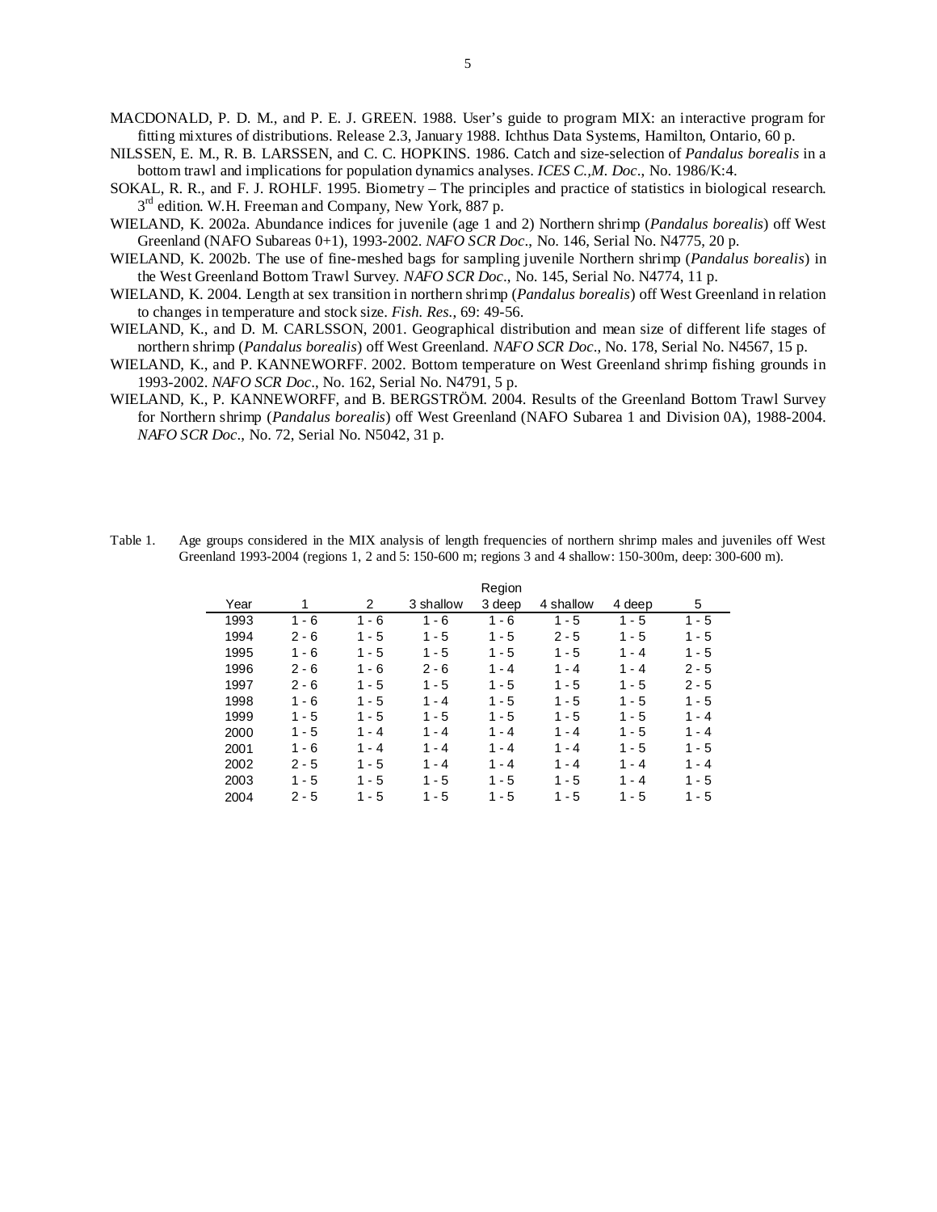MACDONALD, P. D. M., and P. E. J. GREEN. 1988. User's guide to program MIX: an interactive program for fitting mixtures of distributions. Release 2.3, January 1988. Ichthus Data Systems, Hamilton, Ontario, 60 p.

NILSSEN, E. M., R. B. LARSSEN, and C. C. HOPKINS. 1986. Catch and size-selection of *Pandalus borealis* in a bottom trawl and implications for population dynamics analyses. *ICES C.,M. Doc*., No. 1986/K:4.

SOKAL, R. R., and F. J. ROHLF. 1995. Biometry – The principles and practice of statistics in biological research. 3rd edition. W.H. Freeman and Company, New York, 887 p.

WIELAND, K. 2002a. Abundance indices for juvenile (age 1 and 2) Northern shrimp (*Pandalus borealis*) off West Greenland (NAFO Subareas 0+1), 1993-2002. *NAFO SCR Doc*., No. 146, Serial No. N4775, 20 p.

WIELAND, K. 2002b. The use of fine-meshed bags for sampling juvenile Northern shrimp (*Pandalus borealis*) in the West Greenland Bottom Trawl Survey. *NAFO SCR Doc*., No. 145, Serial No. N4774, 11 p.

WIELAND, K. 2004. Length at sex transition in northern shrimp (*Pandalus borealis*) off West Greenland in relation to changes in temperature and stock size. *Fish. Res*., 69: 49-56.

WIELAND, K., and D. M. CARLSSON, 2001. Geographical distribution and mean size of different life stages of northern shrimp (*Pandalus borealis*) off West Greenland. *NAFO SCR Doc*., No. 178, Serial No. N4567, 15 p.

WIELAND, K., and P. KANNEWORFF. 2002. Bottom temperature on West Greenland shrimp fishing grounds in 1993-2002. *NAFO SCR Doc*., No. 162, Serial No. N4791, 5 p.

WIELAND, K., P. KANNEWORFF, and B. BERGSTRÖM. 2004. Results of the Greenland Bottom Trawl Survey for Northern shrimp (*Pandalus borealis*) off West Greenland (NAFO Subarea 1 and Division 0A), 1988-2004. *NAFO SCR Doc*., No. 72, Serial No. N5042, 31 p.

Table 1. Age groups considered in the MIX analysis of length frequencies of northern shrimp males and juveniles off West Greenland 1993-2004 (regions 1, 2 and 5: 150-600 m; regions 3 and 4 shallow: 150-300m, deep: 300-600 m).

| | Region | | | | | | |
|---|---|---|---|---|---|---|---|
| Year | 1 | 2 | 3 shallow | 3 deep | 4 shallow | 4 deep | 5 |
| 1993 | 1 - 6 | 1 - 6 | 1 - 6 | 1 - 6 | 1 - 5 | 1 - 5 | 1 - 5 |
| 1994 | 2 - 6 | 1 - 5 | 1 - 5 | 1 - 5 | 2 - 5 | 1 - 5 | 1 - 5 |
| 1995 | 1 - 6 | 1 - 5 | 1 - 5 | 1 - 5 | 1 - 5 | 1 - 4 | 1 - 5 |
| 1996 | 2 - 6 | 1 - 6 | 2 - 6 | 1 - 4 | 1 - 4 | 1 - 4 | 2 - 5 |
| 1997 | 2 - 6 | 1 - 5 | 1 - 5 | 1 - 5 | 1 - 5 | 1 - 5 | 2 - 5 |
| 1998 | 1 - 6 | 1 - 5 | 1 - 4 | 1 - 5 | 1 - 5 | 1 - 5 | 1 - 5 |
| 1999 | 1 - 5 | 1 - 5 | 1 - 5 | 1 - 5 | 1 - 5 | 1 - 5 | 1 - 4 |
| 2000 | 1 - 5 | 1 - 4 | 1 - 4 | 1 - 4 | 1 - 4 | 1 - 5 | 1 - 4 |
| 2001 | 1 - 6 | 1 - 4 | 1 - 4 | 1 - 4 | 1 - 4 | 1 - 5 | 1 - 5 |
| 2002 | 2 - 5 | 1 - 5 | 1 - 4 | 1 - 4 | 1 - 4 | 1 - 4 | 1 - 4 |
| 2003 | 1 - 5 | 1 - 5 | 1 - 5 | 1 - 5 | 1 - 5 | 1 - 4 | 1 - 5 |
| 2004 | 2 - 5 | 1 - 5 | 1 - 5 | 1 - 5 | 1 - 5 | 1 - 5 | 1 - 5 |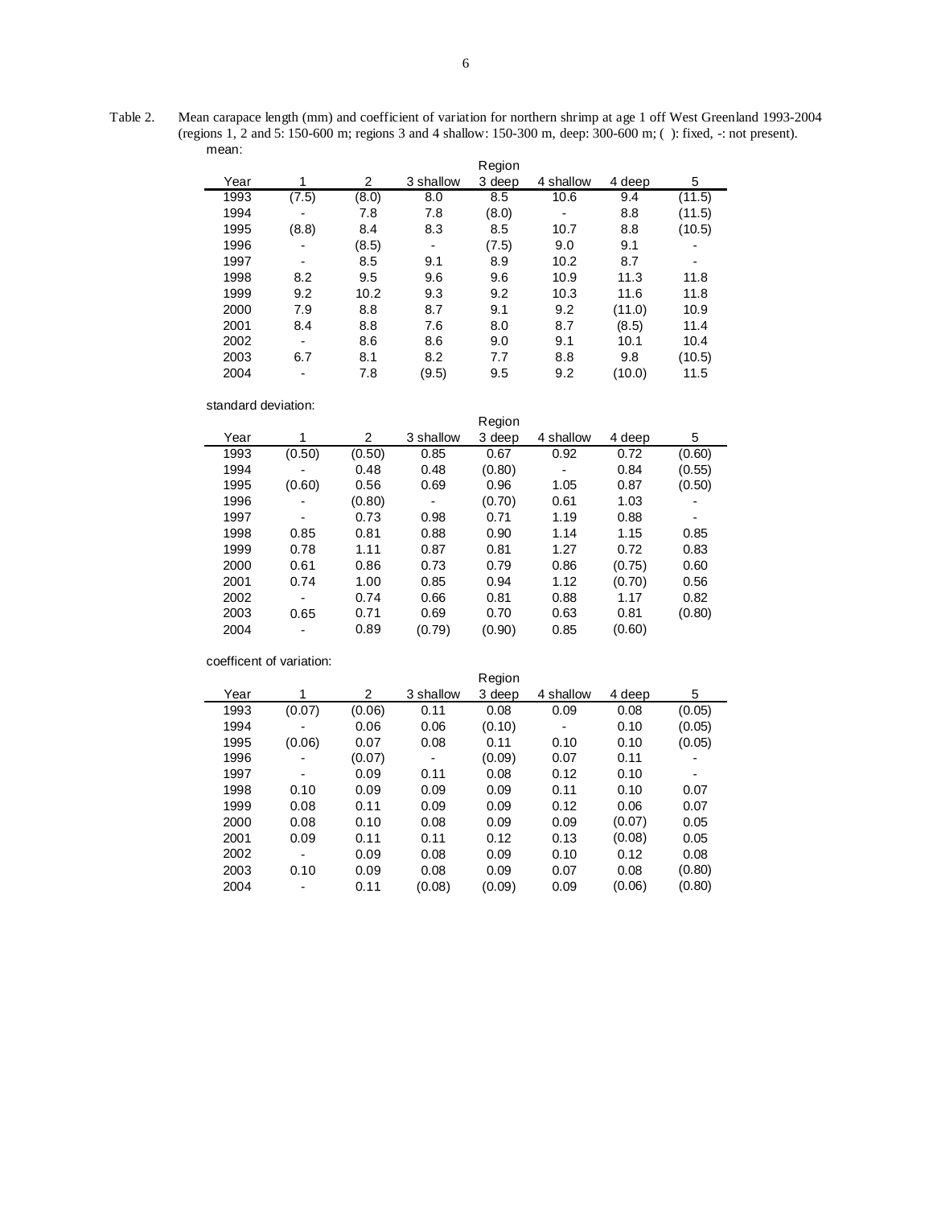Table 2. Mean carapace length (mm) and coefficient of variation for northern shrimp at age 1 off West Greenland 1993-2004 (regions 1, 2 and 5: 150-600 m; regions 3 and 4 shallow: 150-300 m, deep: 300-600 m; ( ): fixed, -: not present).

mean:

| Year | Region 1 | 2 | 3 shallow | 3 deep | 4 shallow | 4 deep | 5 |
|---|---|---|---|---|---|---|---|
| 1993 | (7.5) | (8.0) | 8.0 | 8.5 | 10.6 | 9.4 | (11.5) |
| 1994 | - | 7.8 | 7.8 | (8.0) | - | 8.8 | (11.5) |
| 1995 | (8.8) | 8.4 | 8.3 | 8.5 | 10.7 | 8.8 | (10.5) |
| 1996 | - | (8.5) | - | (7.5) | 9.0 | 9.1 | - |
| 1997 | - | 8.5 | 9.1 | 8.9 | 10.2 | 8.7 | - |
| 1998 | 8.2 | 9.5 | 9.6 | 9.6 | 10.9 | 11.3 | 11.8 |
| 1999 | 9.2 | 10.2 | 9.3 | 9.2 | 10.3 | 11.6 | 11.8 |
| 2000 | 7.9 | 8.8 | 8.7 | 9.1 | 9.2 | (11.0) | 10.9 |
| 2001 | 8.4 | 8.8 | 7.6 | 8.0 | 8.7 | (8.5) | 11.4 |
| 2002 | - | 8.6 | 8.6 | 9.0 | 9.1 | 10.1 | 10.4 |
| 2003 | 6.7 | 8.1 | 8.2 | 7.7 | 8.8 | 9.8 | (10.5) |
| 2004 | - | 7.8 | (9.5) | 9.5 | 9.2 | (10.0) | 11.5 |

standard deviation:

| Year | Region 1 | 2 | 3 shallow | 3 deep | 4 shallow | 4 deep | 5 |
|---|---|---|---|---|---|---|---|
| 1993 | (0.50) | (0.50) | 0.85 | 0.67 | 0.92 | 0.72 | (0.60) |
| 1994 | - | 0.48 | 0.48 | (0.80) | - | 0.84 | (0.55) |
| 1995 | (0.60) | 0.56 | 0.69 | 0.96 | 1.05 | 0.87 | (0.50) |
| 1996 | - | (0.80) | - | (0.70) | 0.61 | 1.03 | - |
| 1997 | - | 0.73 | 0.98 | 0.71 | 1.19 | 0.88 | - |
| 1998 | 0.85 | 0.81 | 0.88 | 0.90 | 1.14 | 1.15 | 0.85 |
| 1999 | 0.78 | 1.11 | 0.87 | 0.81 | 1.27 | 0.72 | 0.83 |
| 2000 | 0.61 | 0.86 | 0.73 | 0.79 | 0.86 | (0.75) | 0.60 |
| 2001 | 0.74 | 1.00 | 0.85 | 0.94 | 1.12 | (0.70) | 0.56 |
| 2002 | - | 0.74 | 0.66 | 0.81 | 0.88 | 1.17 | 0.82 |
| 2003 | 0.65 | 0.71 | 0.69 | 0.70 | 0.63 | 0.81 | (0.80) |
| 2004 | - | 0.89 | (0.79) | (0.90) | 0.85 | (0.60) | |

coefficent of variation:

| Year | Region 1 | 2 | 3 shallow | 3 deep | 4 shallow | 4 deep | 5 |
|---|---|---|---|---|---|---|---|
| 1993 | (0.07) | (0.06) | 0.11 | 0.08 | 0.09 | 0.08 | (0.05) |
| 1994 | - | 0.06 | 0.06 | (0.10) | - | 0.10 | (0.05) |
| 1995 | (0.06) | 0.07 | 0.08 | 0.11 | 0.10 | 0.10 | (0.05) |
| 1996 | - | (0.07) | - | (0.09) | 0.07 | 0.11 | - |
| 1997 | - | 0.09 | 0.11 | 0.08 | 0.12 | 0.10 | - |
| 1998 | 0.10 | 0.09 | 0.09 | 0.09 | 0.11 | 0.10 | 0.07 |
| 1999 | 0.08 | 0.11 | 0.09 | 0.09 | 0.12 | 0.06 | 0.07 |
| 2000 | 0.08 | 0.10 | 0.08 | 0.09 | 0.09 | (0.07) | 0.05 |
| 2001 | 0.09 | 0.11 | 0.11 | 0.12 | 0.13 | (0.08) | 0.05 |
| 2002 | - | 0.09 | 0.08 | 0.09 | 0.10 | 0.12 | 0.08 |
| 2003 | 0.10 | 0.09 | 0.08 | 0.09 | 0.07 | 0.08 | (0.80) |
| 2004 | - | 0.11 | (0.08) | (0.09) | 0.09 | (0.06) | (0.80) |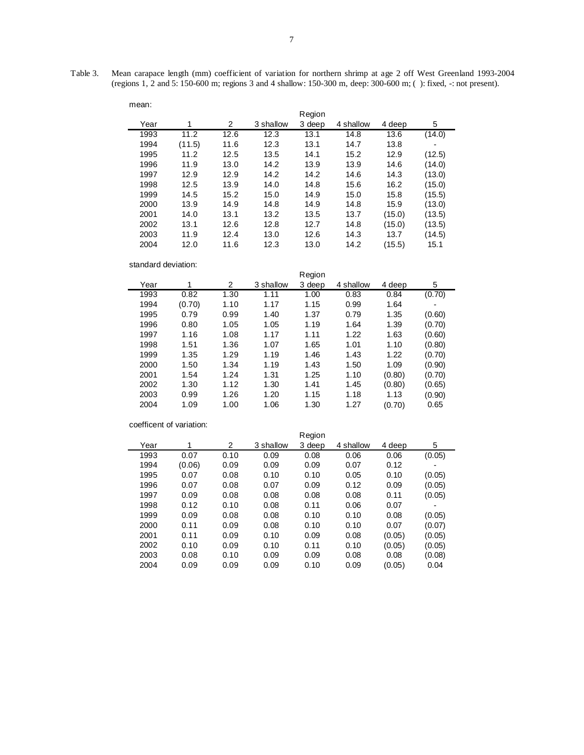Table 3. Mean carapace length (mm) coefficient of variation for northern shrimp at age 2 off West Greenland 1993-2004 (regions 1, 2 and 5: 150-600 m; regions 3 and 4 shallow: 150-300 m, deep: 300-600 m; ( ): fixed, -: not present).

mean:

| Year | 1 | 2 | 3 shallow | 3 deep | 4 shallow | 4 deep | 5 |
|---|---|---|---|---|---|---|---|
| 1993 | 11.2 | 12.6 | 12.3 | 13.1 | 14.8 | 13.6 | (14.0) |
| 1994 | (11.5) | 11.6 | 12.3 | 13.1 | 14.7 | 13.8 | - |
| 1995 | 11.2 | 12.5 | 13.5 | 14.1 | 15.2 | 12.9 | (12.5) |
| 1996 | 11.9 | 13.0 | 14.2 | 13.9 | 13.9 | 14.6 | (14.0) |
| 1997 | 12.9 | 12.9 | 14.2 | 14.2 | 14.6 | 14.3 | (13.0) |
| 1998 | 12.5 | 13.9 | 14.0 | 14.8 | 15.6 | 16.2 | (15.0) |
| 1999 | 14.5 | 15.2 | 15.0 | 14.9 | 15.0 | 15.8 | (15.5) |
| 2000 | 13.9 | 14.9 | 14.8 | 14.9 | 14.8 | 15.9 | (13.0) |
| 2001 | 14.0 | 13.1 | 13.2 | 13.5 | 13.7 | (15.0) | (13.5) |
| 2002 | 13.1 | 12.6 | 12.8 | 12.7 | 14.8 | (15.0) | (13.5) |
| 2003 | 11.9 | 12.4 | 13.0 | 12.6 | 14.3 | 13.7 | (14.5) |
| 2004 | 12.0 | 11.6 | 12.3 | 13.0 | 14.2 | (15.5) | 15.1 |

standard deviation:

| Year | 1 | 2 | 3 shallow | 3 deep | 4 shallow | 4 deep | 5 |
|---|---|---|---|---|---|---|---|
| 1993 | 0.82 | 1.30 | 1.11 | 1.00 | 0.83 | 0.84 | (0.70) |
| 1994 | (0.70) | 1.10 | 1.17 | 1.15 | 0.99 | 1.64 | - |
| 1995 | 0.79 | 0.99 | 1.40 | 1.37 | 0.79 | 1.35 | (0.60) |
| 1996 | 0.80 | 1.05 | 1.05 | 1.19 | 1.64 | 1.39 | (0.70) |
| 1997 | 1.16 | 1.08 | 1.17 | 1.11 | 1.22 | 1.63 | (0.60) |
| 1998 | 1.51 | 1.36 | 1.07 | 1.65 | 1.01 | 1.10 | (0.80) |
| 1999 | 1.35 | 1.29 | 1.19 | 1.46 | 1.43 | 1.22 | (0.70) |
| 2000 | 1.50 | 1.34 | 1.19 | 1.43 | 1.50 | 1.09 | (0.90) |
| 2001 | 1.54 | 1.24 | 1.31 | 1.25 | 1.10 | (0.80) | (0.70) |
| 2002 | 1.30 | 1.12 | 1.30 | 1.41 | 1.45 | (0.80) | (0.65) |
| 2003 | 0.99 | 1.26 | 1.20 | 1.15 | 1.18 | 1.13 | (0.90) |
| 2004 | 1.09 | 1.00 | 1.06 | 1.30 | 1.27 | (0.70) | 0.65 |

coefficent of variation:

| Year | 1 | 2 | 3 shallow | 3 deep | 4 shallow | 4 deep | 5 |
|---|---|---|---|---|---|---|---|
| 1993 | 0.07 | 0.10 | 0.09 | 0.08 | 0.06 | 0.06 | (0.05) |
| 1994 | (0.06) | 0.09 | 0.09 | 0.09 | 0.07 | 0.12 | - |
| 1995 | 0.07 | 0.08 | 0.10 | 0.10 | 0.05 | 0.10 | (0.05) |
| 1996 | 0.07 | 0.08 | 0.07 | 0.09 | 0.12 | 0.09 | (0.05) |
| 1997 | 0.09 | 0.08 | 0.08 | 0.08 | 0.08 | 0.11 | (0.05) |
| 1998 | 0.12 | 0.10 | 0.08 | 0.11 | 0.06 | 0.07 | - |
| 1999 | 0.09 | 0.08 | 0.08 | 0.10 | 0.10 | 0.08 | (0.05) |
| 2000 | 0.11 | 0.09 | 0.08 | 0.10 | 0.10 | 0.07 | (0.07) |
| 2001 | 0.11 | 0.09 | 0.10 | 0.09 | 0.08 | (0.05) | (0.05) |
| 2002 | 0.10 | 0.09 | 0.10 | 0.11 | 0.10 | (0.05) | (0.05) |
| 2003 | 0.08 | 0.10 | 0.09 | 0.09 | 0.08 | 0.08 | (0.08) |
| 2004 | 0.09 | 0.09 | 0.09 | 0.10 | 0.09 | (0.05) | 0.04 |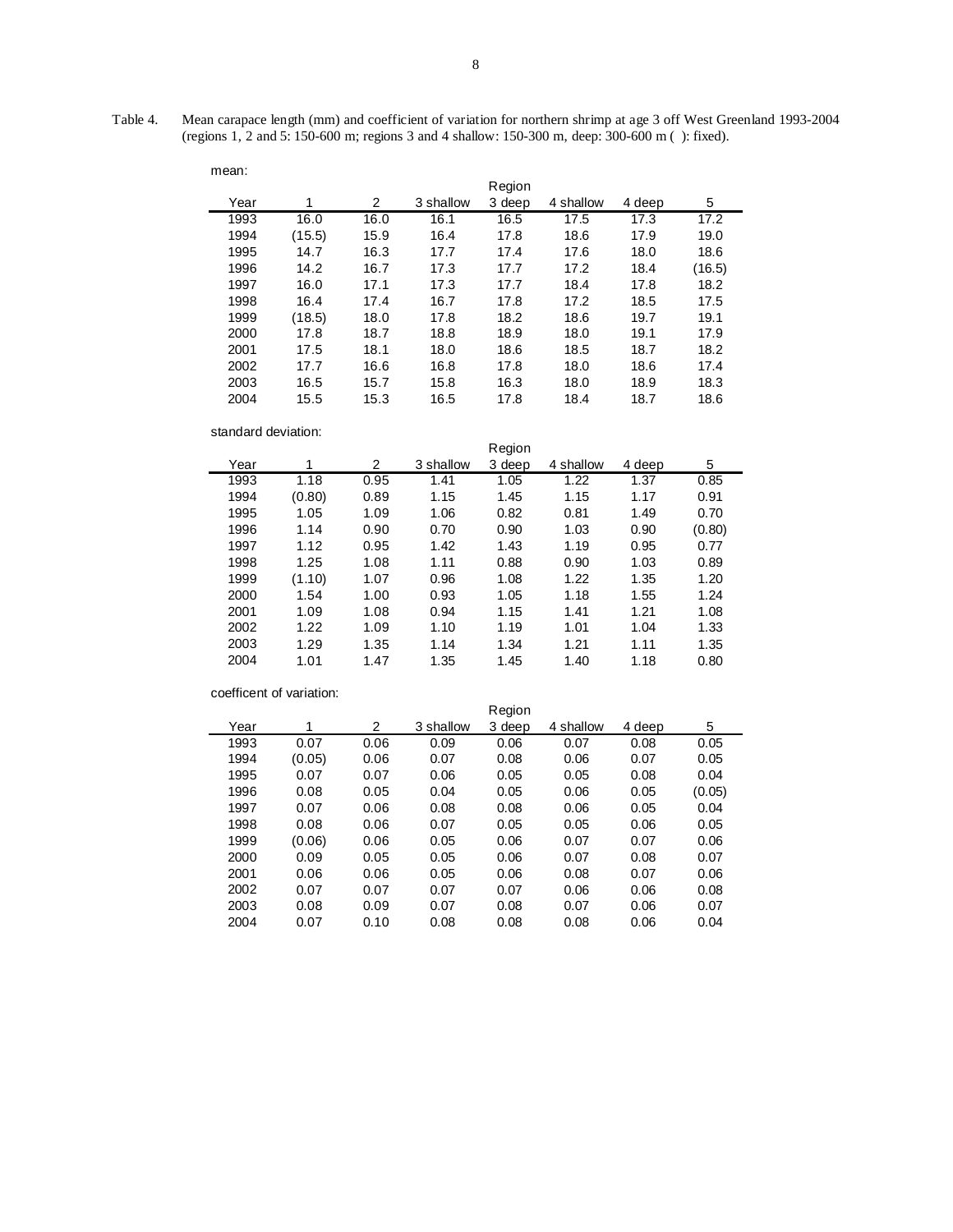Table 4. Mean carapace length (mm) and coefficient of variation for northern shrimp at age 3 off West Greenland 1993-2004 (regions 1, 2 and 5: 150-600 m; regions 3 and 4 shallow: 150-300 m, deep: 300-600 m ( ): fixed).

mean:

| | | | | Region | | | |
|---|---|---|---|---|---|---|---|
| Year | 1 | 2 | 3 shallow | 3 deep | 4 shallow | 4 deep | 5 |
| 1993 | 16.0 | 16.0 | 16.1 | 16.5 | 17.5 | 17.3 | 17.2 |
| 1994 | (15.5) | 15.9 | 16.4 | 17.8 | 18.6 | 17.9 | 19.0 |
| 1995 | 14.7 | 16.3 | 17.7 | 17.4 | 17.6 | 18.0 | 18.6 |
| 1996 | 14.2 | 16.7 | 17.3 | 17.7 | 17.2 | 18.4 | (16.5) |
| 1997 | 16.0 | 17.1 | 17.3 | 17.7 | 18.4 | 17.8 | 18.2 |
| 1998 | 16.4 | 17.4 | 16.7 | 17.8 | 17.2 | 18.5 | 17.5 |
| 1999 | (18.5) | 18.0 | 17.8 | 18.2 | 18.6 | 19.7 | 19.1 |
| 2000 | 17.8 | 18.7 | 18.8 | 18.9 | 18.0 | 19.1 | 17.9 |
| 2001 | 17.5 | 18.1 | 18.0 | 18.6 | 18.5 | 18.7 | 18.2 |
| 2002 | 17.7 | 16.6 | 16.8 | 17.8 | 18.0 | 18.6 | 17.4 |
| 2003 | 16.5 | 15.7 | 15.8 | 16.3 | 18.0 | 18.9 | 18.3 |
| 2004 | 15.5 | 15.3 | 16.5 | 17.8 | 18.4 | 18.7 | 18.6 |

standard deviation:

| | | | | Region | | | |
|---|---|---|---|---|---|---|---|
| Year | 1 | 2 | 3 shallow | 3 deep | 4 shallow | 4 deep | 5 |
| 1993 | 1.18 | 0.95 | 1.41 | 1.05 | 1.22 | 1.37 | 0.85 |
| 1994 | (0.80) | 0.89 | 1.15 | 1.45 | 1.15 | 1.17 | 0.91 |
| 1995 | 1.05 | 1.09 | 1.06 | 0.82 | 0.81 | 1.49 | 0.70 |
| 1996 | 1.14 | 0.90 | 0.70 | 0.90 | 1.03 | 0.90 | (0.80) |
| 1997 | 1.12 | 0.95 | 1.42 | 1.43 | 1.19 | 0.95 | 0.77 |
| 1998 | 1.25 | 1.08 | 1.11 | 0.88 | 0.90 | 1.03 | 0.89 |
| 1999 | (1.10) | 1.07 | 0.96 | 1.08 | 1.22 | 1.35 | 1.20 |
| 2000 | 1.54 | 1.00 | 0.93 | 1.05 | 1.18 | 1.55 | 1.24 |
| 2001 | 1.09 | 1.08 | 0.94 | 1.15 | 1.41 | 1.21 | 1.08 |
| 2002 | 1.22 | 1.09 | 1.10 | 1.19 | 1.01 | 1.04 | 1.33 |
| 2003 | 1.29 | 1.35 | 1.14 | 1.34 | 1.21 | 1.11 | 1.35 |
| 2004 | 1.01 | 1.47 | 1.35 | 1.45 | 1.40 | 1.18 | 0.80 |

coefficent of variation:

| | | | | Region | | | |
|---|---|---|---|---|---|---|---|
| Year | 1 | 2 | 3 shallow | 3 deep | 4 shallow | 4 deep | 5 |
| 1993 | 0.07 | 0.06 | 0.09 | 0.06 | 0.07 | 0.08 | 0.05 |
| 1994 | (0.05) | 0.06 | 0.07 | 0.08 | 0.06 | 0.07 | 0.05 |
| 1995 | 0.07 | 0.07 | 0.06 | 0.05 | 0.05 | 0.08 | 0.04 |
| 1996 | 0.08 | 0.05 | 0.04 | 0.05 | 0.06 | 0.05 | (0.05) |
| 1997 | 0.07 | 0.06 | 0.08 | 0.08 | 0.06 | 0.05 | 0.04 |
| 1998 | 0.08 | 0.06 | 0.07 | 0.05 | 0.05 | 0.06 | 0.05 |
| 1999 | (0.06) | 0.06 | 0.05 | 0.06 | 0.07 | 0.07 | 0.06 |
| 2000 | 0.09 | 0.05 | 0.05 | 0.06 | 0.07 | 0.08 | 0.07 |
| 2001 | 0.06 | 0.06 | 0.05 | 0.06 | 0.08 | 0.07 | 0.06 |
| 2002 | 0.07 | 0.07 | 0.07 | 0.07 | 0.06 | 0.06 | 0.08 |
| 2003 | 0.08 | 0.09 | 0.07 | 0.08 | 0.07 | 0.06 | 0.07 |
| 2004 | 0.07 | 0.10 | 0.08 | 0.08 | 0.08 | 0.06 | 0.04 |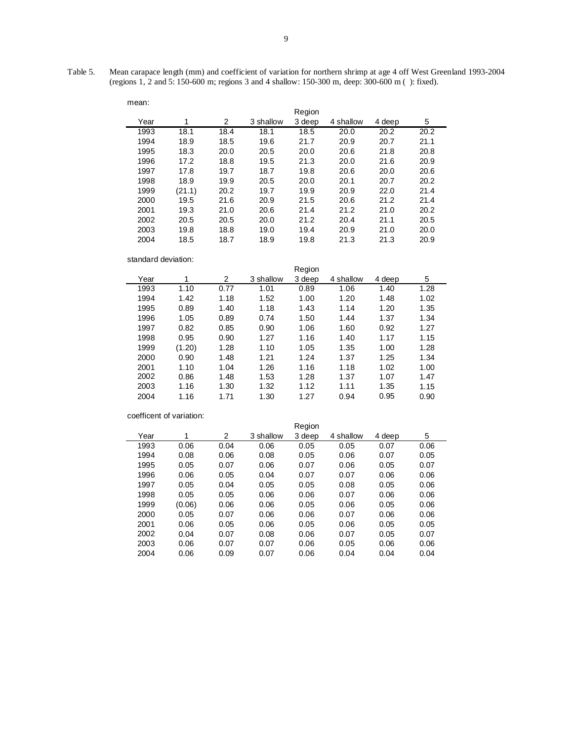Table 5. Mean carapace length (mm) and coefficient of variation for northern shrimp at age 4 off West Greenland 1993-2004 (regions 1, 2 and 5: 150-600 m; regions 3 and 4 shallow: 150-300 m, deep: 300-600 m ( ): fixed).

mean:

| | Region | | | | | | |
|---|---|---|---|---|---|---|---|
| Year | 1 | 2 | 3 shallow | 3 deep | 4 shallow | 4 deep | 5 |
| 1993 | 18.1 | 18.4 | 18.1 | 18.5 | 20.0 | 20.2 | 20.2 |
| 1994 | 18.9 | 18.5 | 19.6 | 21.7 | 20.9 | 20.7 | 21.1 |
| 1995 | 18.3 | 20.0 | 20.5 | 20.0 | 20.6 | 21.8 | 20.8 |
| 1996 | 17.2 | 18.8 | 19.5 | 21.3 | 20.0 | 21.6 | 20.9 |
| 1997 | 17.8 | 19.7 | 18.7 | 19.8 | 20.6 | 20.0 | 20.6 |
| 1998 | 18.9 | 19.9 | 20.5 | 20.0 | 20.1 | 20.7 | 20.2 |
| 1999 | (21.1) | 20.2 | 19.7 | 19.9 | 20.9 | 22.0 | 21.4 |
| 2000 | 19.5 | 21.6 | 20.9 | 21.5 | 20.6 | 21.2 | 21.4 |
| 2001 | 19.3 | 21.0 | 20.6 | 21.4 | 21.2 | 21.0 | 20.2 |
| 2002 | 20.5 | 20.5 | 20.0 | 21.2 | 20.4 | 21.1 | 20.5 |
| 2003 | 19.8 | 18.8 | 19.0 | 19.4 | 20.9 | 21.0 | 20.0 |
| 2004 | 18.5 | 18.7 | 18.9 | 19.8 | 21.3 | 21.3 | 20.9 |

standard deviation:

| | Region | | | | | | |
|---|---|---|---|---|---|---|---|
| Year | 1 | 2 | 3 shallow | 3 deep | 4 shallow | 4 deep | 5 |
| 1993 | 1.10 | 0.77 | 1.01 | 0.89 | 1.06 | 1.40 | 1.28 |
| 1994 | 1.42 | 1.18 | 1.52 | 1.00 | 1.20 | 1.48 | 1.02 |
| 1995 | 0.89 | 1.40 | 1.18 | 1.43 | 1.14 | 1.20 | 1.35 |
| 1996 | 1.05 | 0.89 | 0.74 | 1.50 | 1.44 | 1.37 | 1.34 |
| 1997 | 0.82 | 0.85 | 0.90 | 1.06 | 1.60 | 0.92 | 1.27 |
| 1998 | 0.95 | 0.90 | 1.27 | 1.16 | 1.40 | 1.17 | 1.15 |
| 1999 | (1.20) | 1.28 | 1.10 | 1.05 | 1.35 | 1.00 | 1.28 |
| 2000 | 0.90 | 1.48 | 1.21 | 1.24 | 1.37 | 1.25 | 1.34 |
| 2001 | 1.10 | 1.04 | 1.26 | 1.16 | 1.18 | 1.02 | 1.00 |
| 2002 | 0.86 | 1.48 | 1.53 | 1.28 | 1.37 | 1.07 | 1.47 |
| 2003 | 1.16 | 1.30 | 1.32 | 1.12 | 1.11 | 1.35 | 1.15 |
| 2004 | 1.16 | 1.71 | 1.30 | 1.27 | 0.94 | 0.95 | 0.90 |

coefficent of variation:

| | Region | | | | | | |
|---|---|---|---|---|---|---|---|
| Year | 1 | 2 | 3 shallow | 3 deep | 4 shallow | 4 deep | 5 |
| 1993 | 0.06 | 0.04 | 0.06 | 0.05 | 0.05 | 0.07 | 0.06 |
| 1994 | 0.08 | 0.06 | 0.08 | 0.05 | 0.06 | 0.07 | 0.05 |
| 1995 | 0.05 | 0.07 | 0.06 | 0.07 | 0.06 | 0.05 | 0.07 |
| 1996 | 0.06 | 0.05 | 0.04 | 0.07 | 0.07 | 0.06 | 0.06 |
| 1997 | 0.05 | 0.04 | 0.05 | 0.05 | 0.08 | 0.05 | 0.06 |
| 1998 | 0.05 | 0.05 | 0.06 | 0.06 | 0.07 | 0.06 | 0.06 |
| 1999 | (0.06) | 0.06 | 0.06 | 0.05 | 0.06 | 0.05 | 0.06 |
| 2000 | 0.05 | 0.07 | 0.06 | 0.06 | 0.07 | 0.06 | 0.06 |
| 2001 | 0.06 | 0.05 | 0.06 | 0.05 | 0.06 | 0.05 | 0.05 |
| 2002 | 0.04 | 0.07 | 0.08 | 0.06 | 0.07 | 0.05 | 0.07 |
| 2003 | 0.06 | 0.07 | 0.07 | 0.06 | 0.05 | 0.06 | 0.06 |
| 2004 | 0.06 | 0.09 | 0.07 | 0.06 | 0.04 | 0.04 | 0.04 |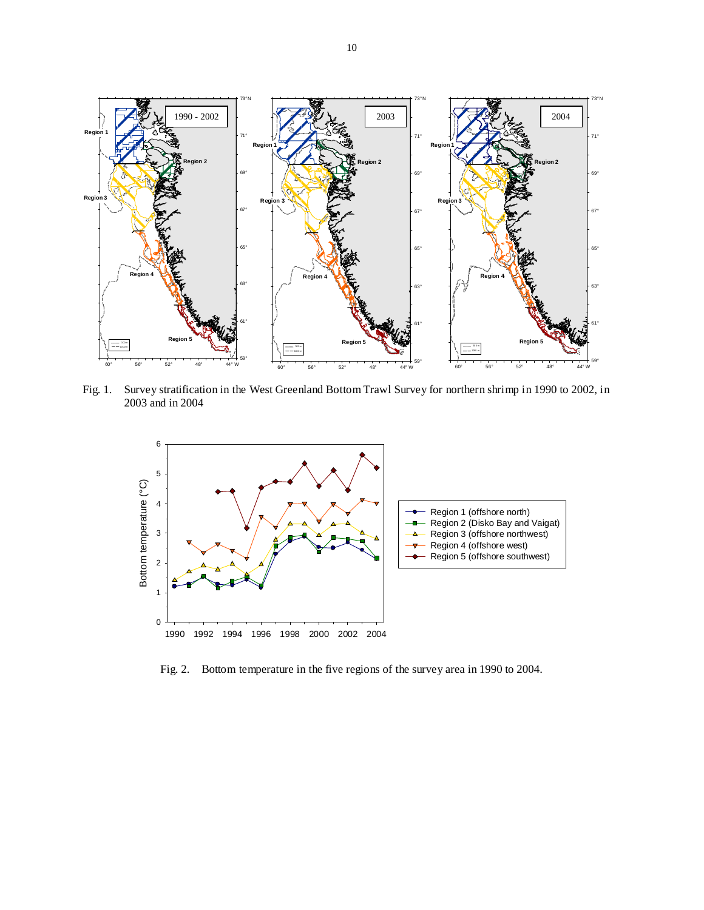Fig. 1. Survey stratification in the West Greenland Bottom Trawl Survey for northern shrimp in 1990 to 2002, in 2003 and in 2004

Fig. 2. Bottom temperature in the five regions of the survey area in 1990 to 2004.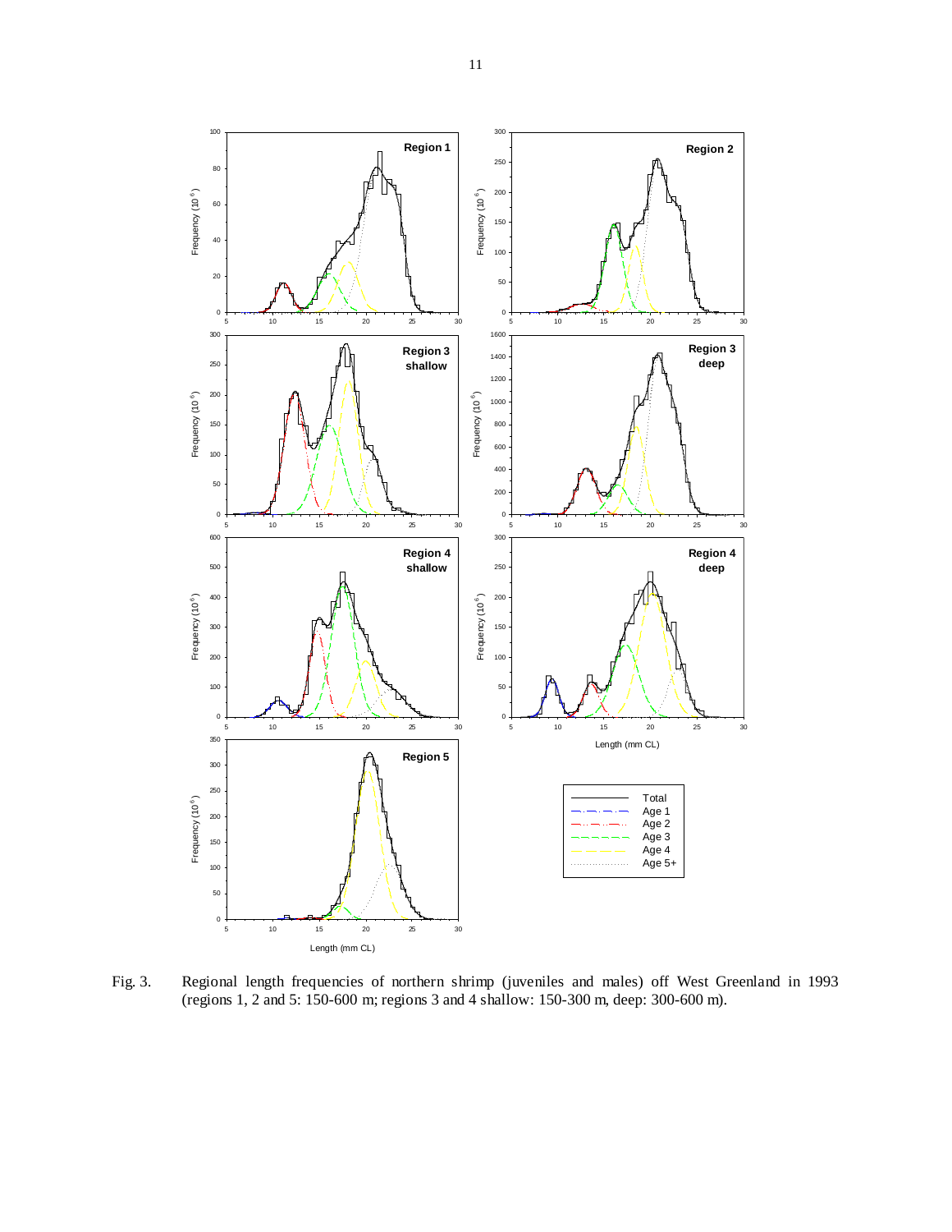Fig. 3. Regional length frequencies of northern shrimp (juveniles and males) off West Greenland in 1993 (regions 1, 2 and 5: 150-600 m; regions 3 and 4 shallow: 150-300 m, deep: 300-600 m).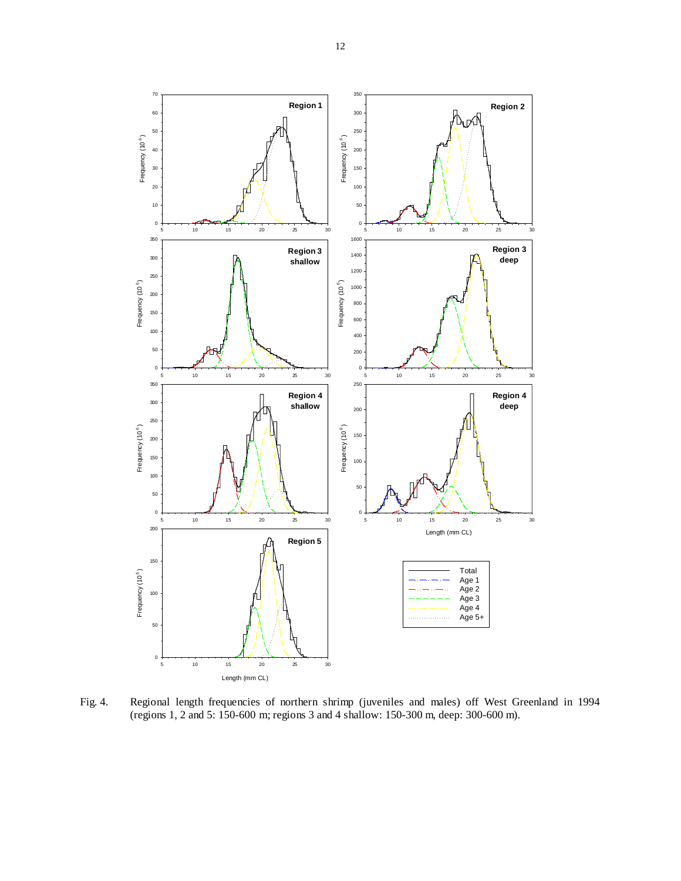Fig. 4. Regional length frequencies of northern shrimp (juveniles and males) off West Greenland in 1994 (regions 1, 2 and 5: 150-600 m; regions 3 and 4 shallow: 150-300 m, deep: 300-600 m).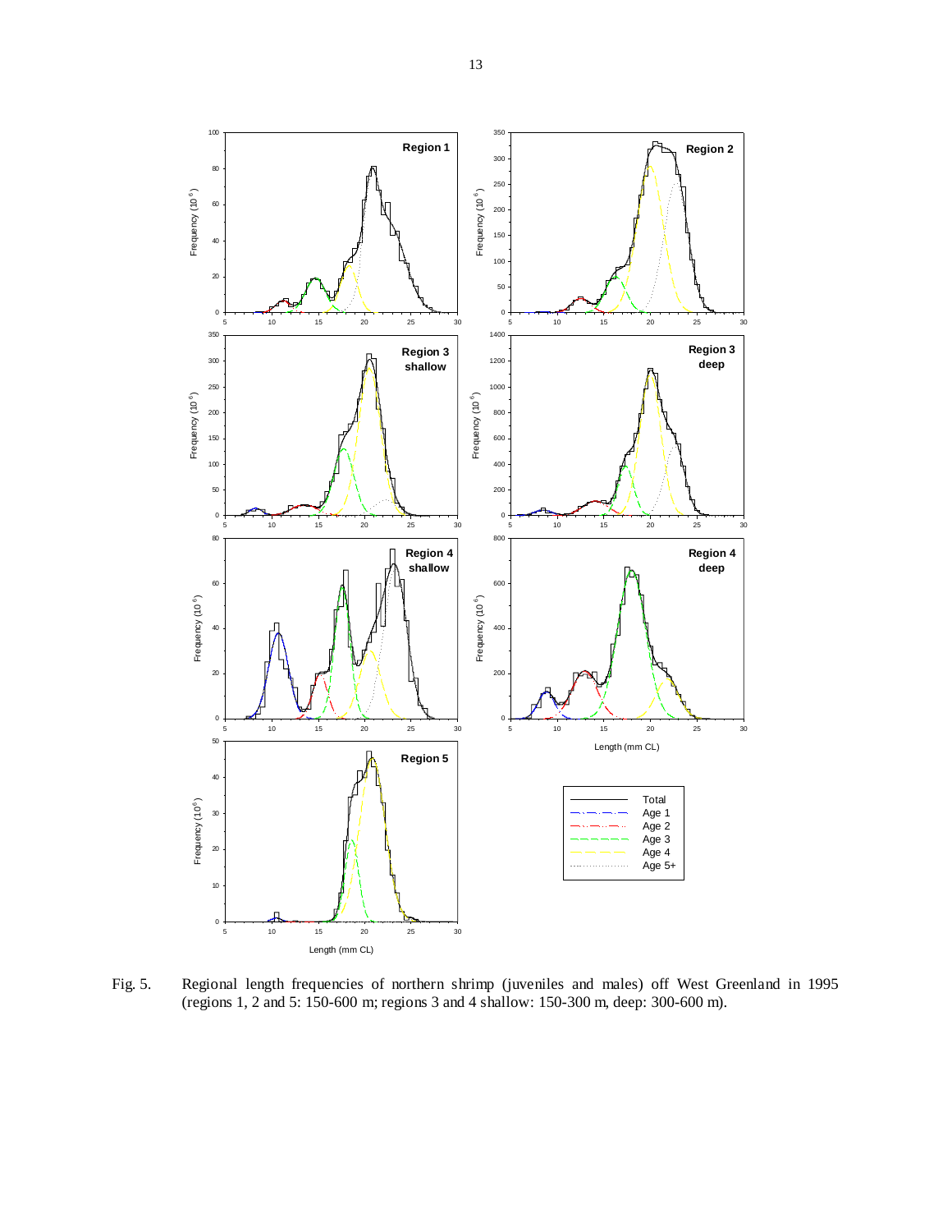Fig. 5. Regional length frequencies of northern shrimp (juveniles and males) off West Greenland in 1995 (regions 1, 2 and 5: 150-600 m; regions 3 and 4 shallow: 150-300 m, deep: 300-600 m).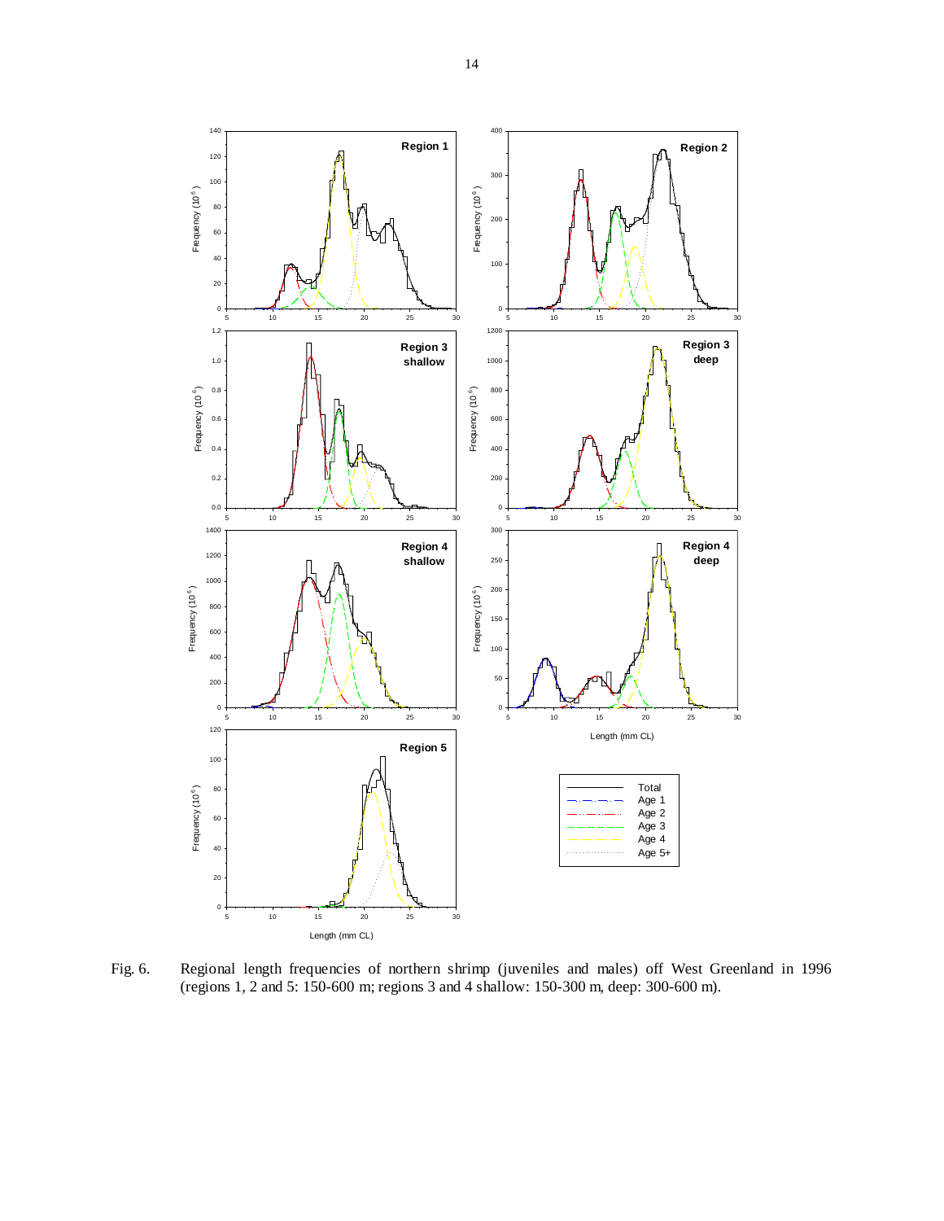Fig. 6. Regional length frequencies of northern shrimp (juveniles and males) off West Greenland in 1996 (regions 1, 2 and 5: 150-600 m; regions 3 and 4 shallow: 150-300 m, deep: 300-600 m).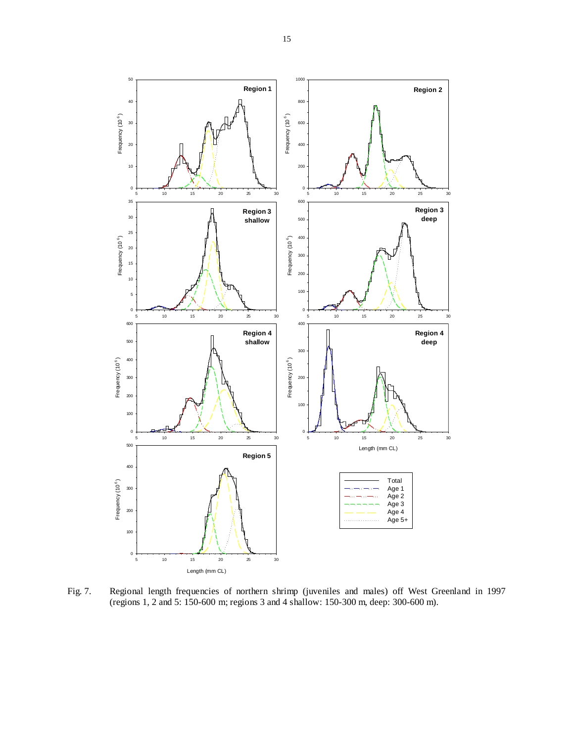Fig. 7. Regional length frequencies of northern shrimp (juveniles and males) off West Greenland in 1997 (regions 1, 2 and 5: 150-600 m; regions 3 and 4 shallow: 150-300 m, deep: 300-600 m).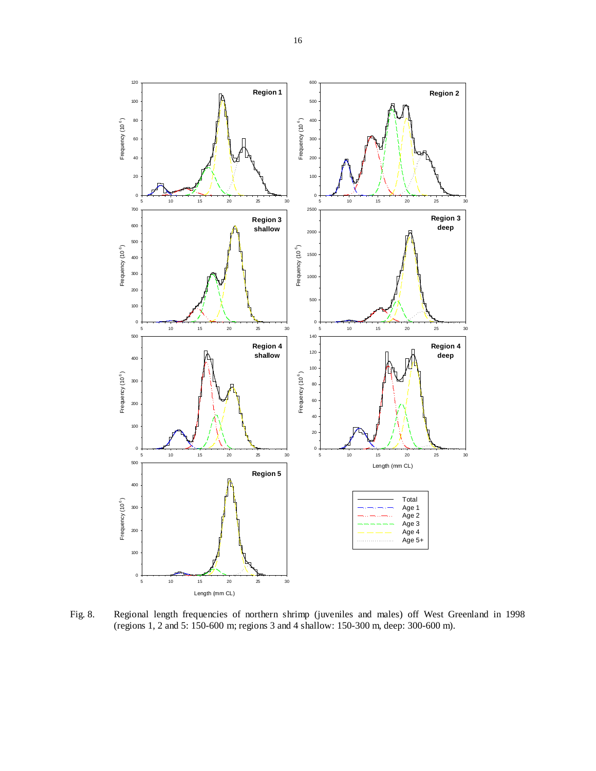Fig. 8. Regional length frequencies of northern shrimp (juveniles and males) off West Greenland in 1998 (regions 1, 2 and 5: 150-600 m; regions 3 and 4 shallow: 150-300 m, deep: 300-600 m).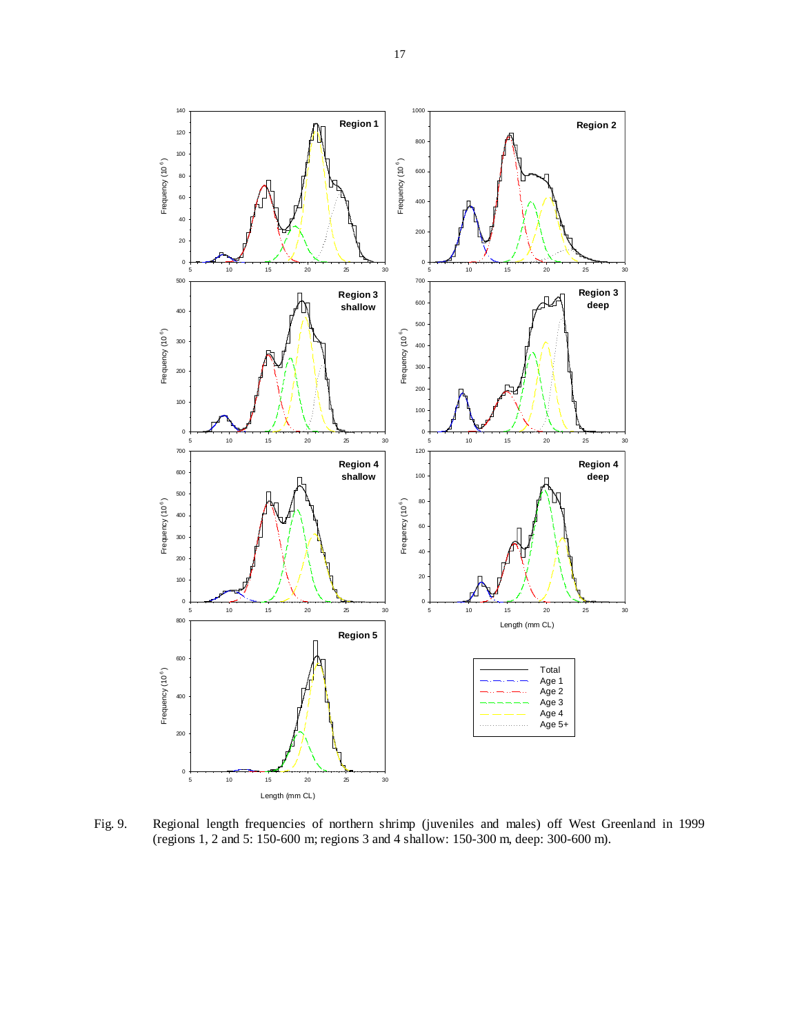Fig. 9. Regional length frequencies of northern shrimp (juveniles and males) off West Greenland in 1999 (regions 1, 2 and 5: 150-600 m; regions 3 and 4 shallow: 150-300 m, deep: 300-600 m).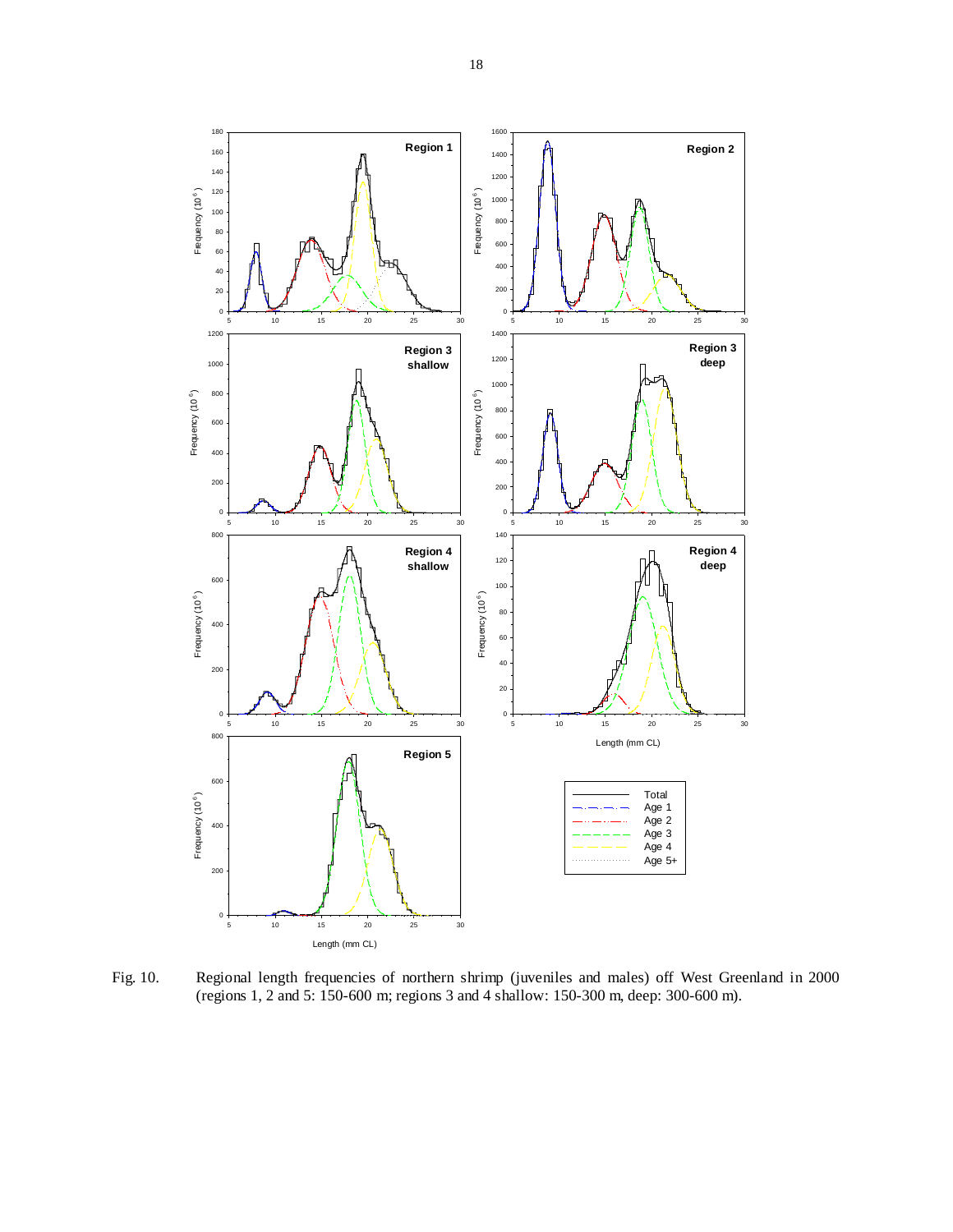Fig. 10. Regional length frequencies of northern shrimp (juveniles and males) off West Greenland in 2000 (regions 1, 2 and 5: 150-600 m; regions 3 and 4 shallow: 150-300 m, deep: 300-600 m).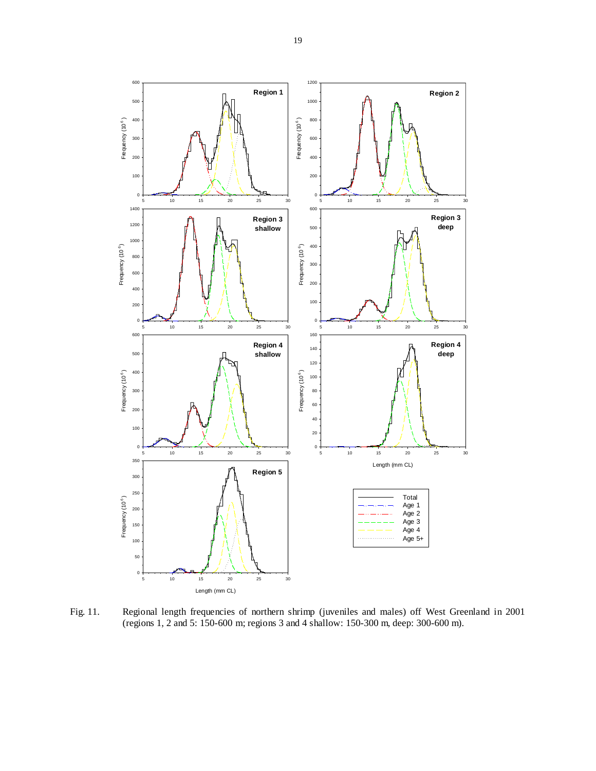Fig. 11. Regional length frequencies of northern shrimp (juveniles and males) off West Greenland in 2001 (regions 1, 2 and 5: 150-600 m; regions 3 and 4 shallow: 150-300 m, deep: 300-600 m).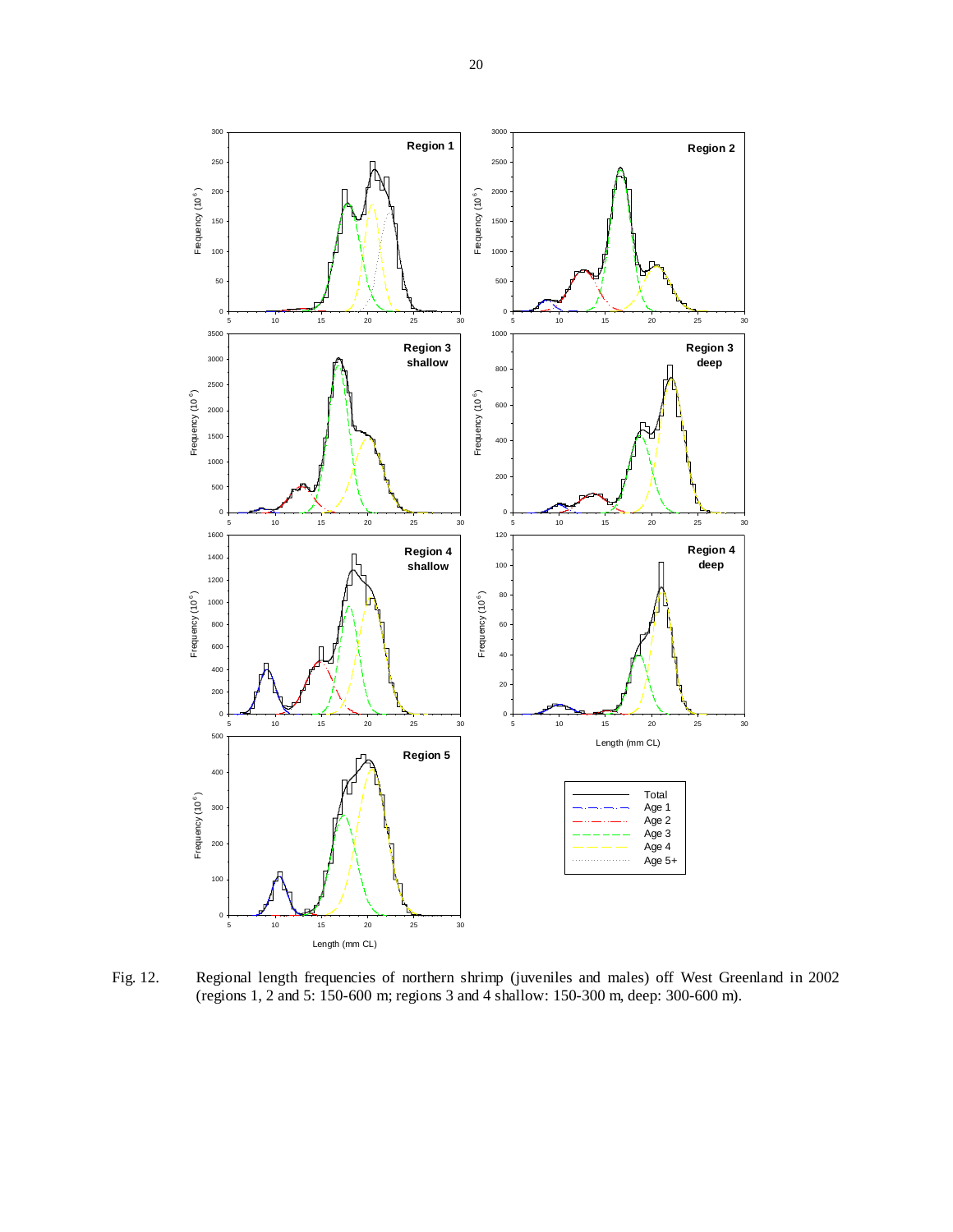Fig. 12. Regional length frequencies of northern shrimp (juveniles and males) off West Greenland in 2002 (regions 1, 2 and 5: 150-600 m; regions 3 and 4 shallow: 150-300 m, deep: 300-600 m).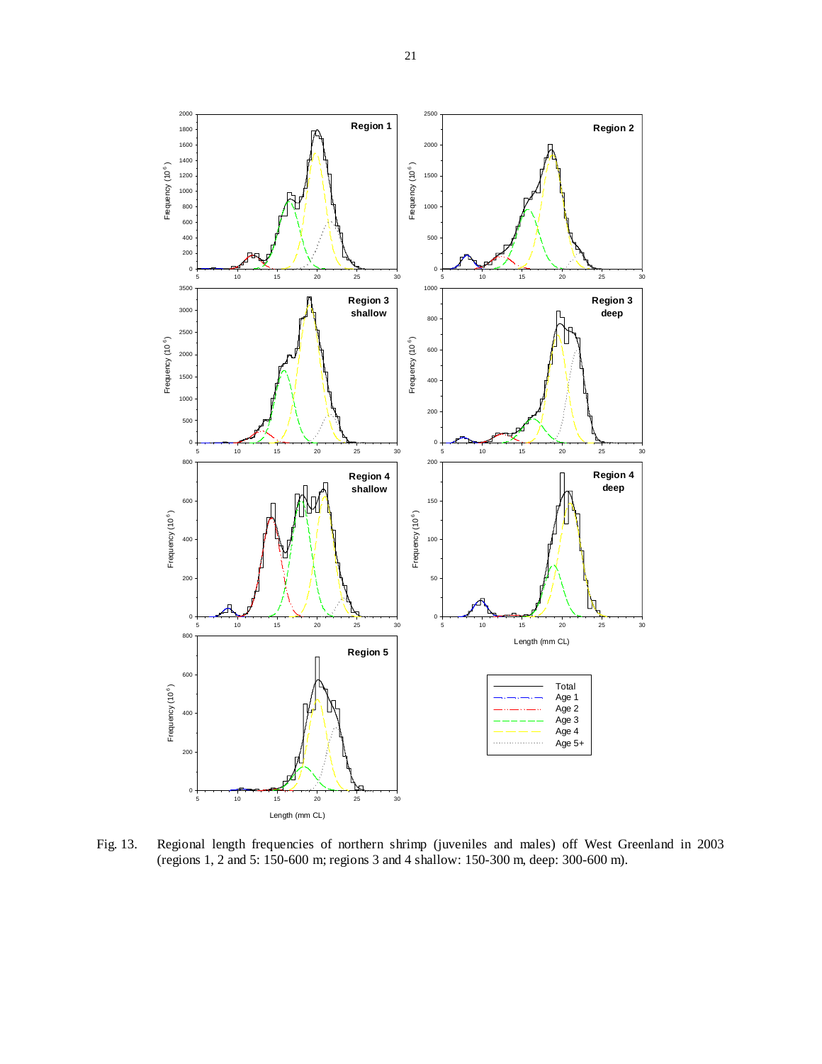Fig. 13. Regional length frequencies of northern shrimp (juveniles and males) off West Greenland in 2003 (regions 1, 2 and 5: 150-600 m; regions 3 and 4 shallow: 150-300 m, deep: 300-600 m).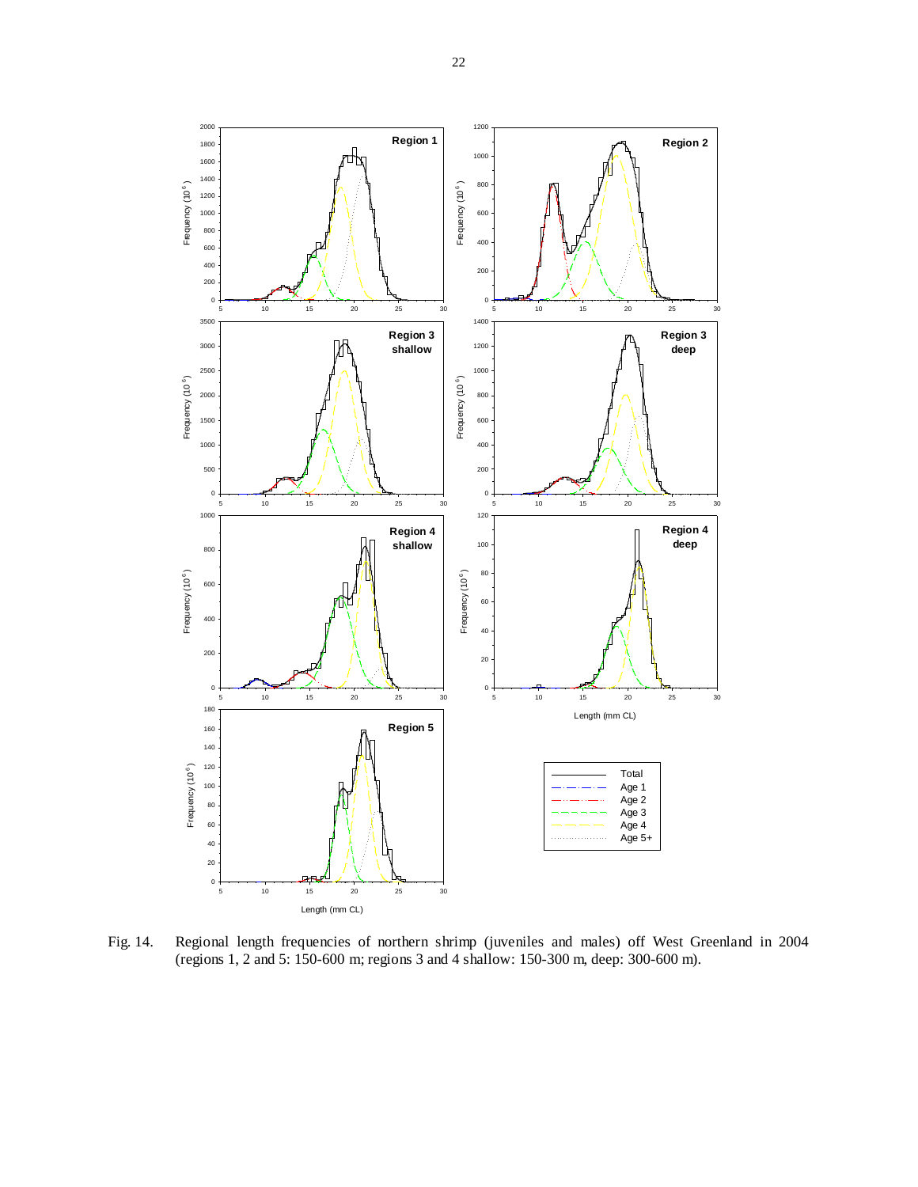Fig. 14. Regional length frequencies of northern shrimp (juveniles and males) off West Greenland in 2004 (regions 1, 2 and 5: 150-600 m; regions 3 and 4 shallow: 150-300 m, deep: 300-600 m).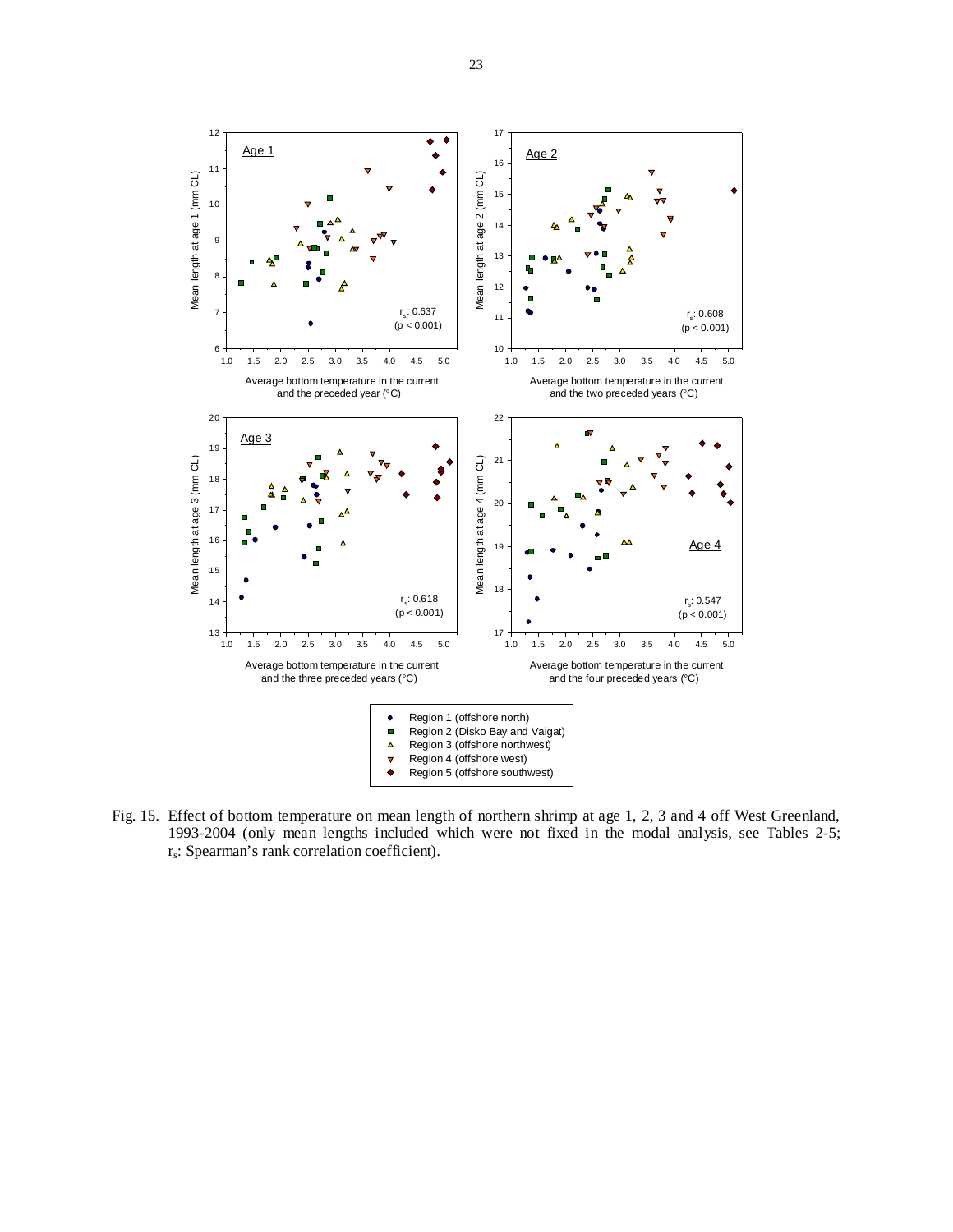Fig. 15. Effect of bottom temperature on mean length of northern shrimp at age 1, 2, 3 and 4 off West Greenland, 1993-2004 (only mean lengths included which were not fixed in the modal analysis, see Tables 2-5; $r_s$: Spearman's rank correlation coefficient).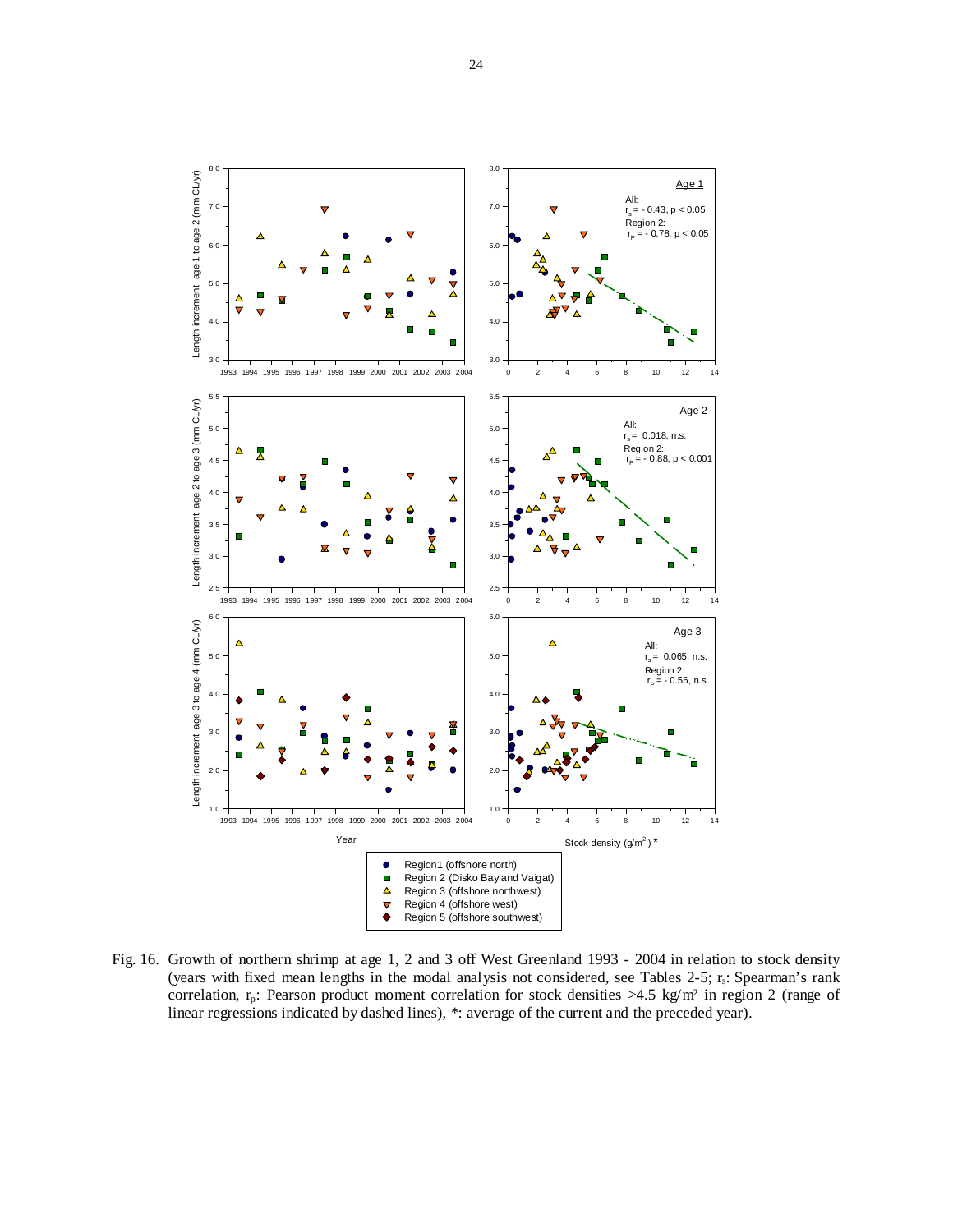Fig. 16. Growth of northern shrimp at age 1, 2 and 3 off West Greenland 1993 - 2004 in relation to stock density (years with fixed mean lengths in the modal analysis not considered, see Tables 2-5; $r_s$: Spearman's rank correlation, $r_p$: Pearson product moment correlation for stock densities >4.5 kg/m² in region 2 (range of linear regressions indicated by dashed lines), *: average of the current and the preceded year).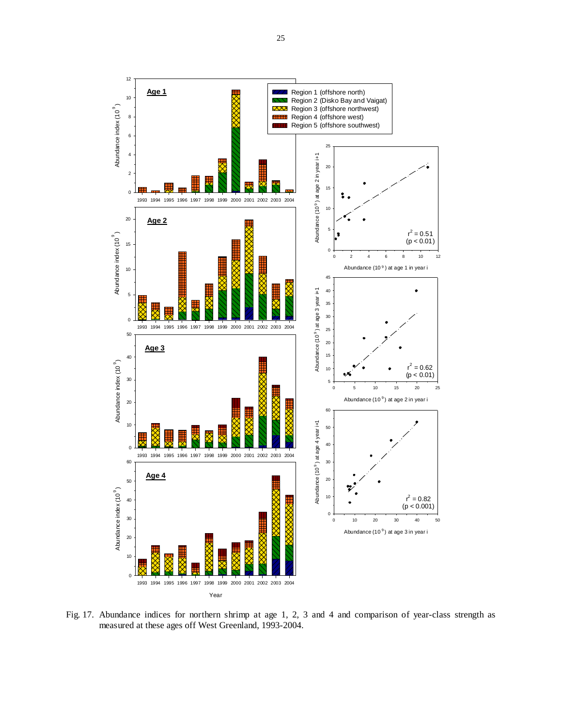Fig. 17. Abundance indices for northern shrimp at age 1, 2, 3 and 4 and comparison of year-class strength as measured at these ages off West Greenland, 1993-2004.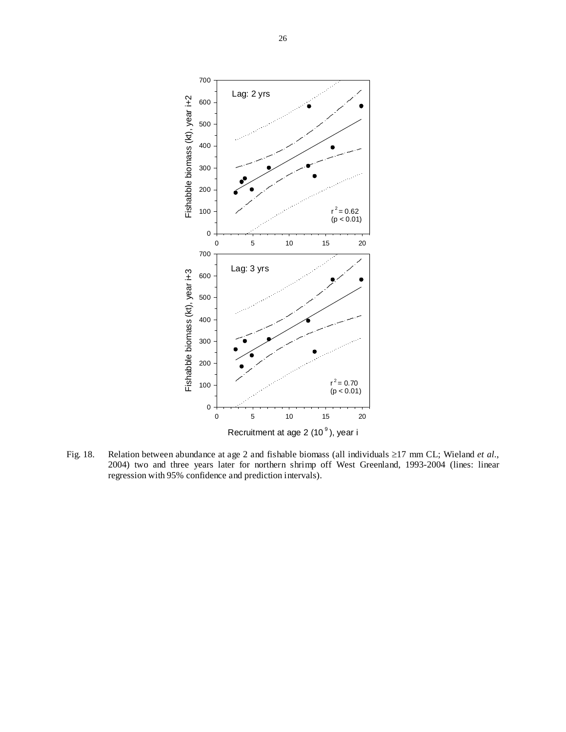Lag: 2 yrs

Fishabble biomass (kt), year i+2

700
600
500
400
300
200
100
0

0 5 10 15 20

$r^2 = 0.62$
($p < 0.01$)

Lag: 3 yrs

Fishabble biomass (kt), year i+3

700
600
500
400
300
200
100
0

0 5 10 15 20

$r^2 = 0.70$
($p < 0.01$)

Recruitment at age 2 ($10^9$), year i

Fig. 18. Relation between abundance at age 2 and fishable biomass (all individuals ≥17 mm CL; Wieland *et al.*, 2004) two and three years later for northern shrimp off West Greenland, 1993-2004 (lines: linear regression with 95% confidence and prediction intervals).